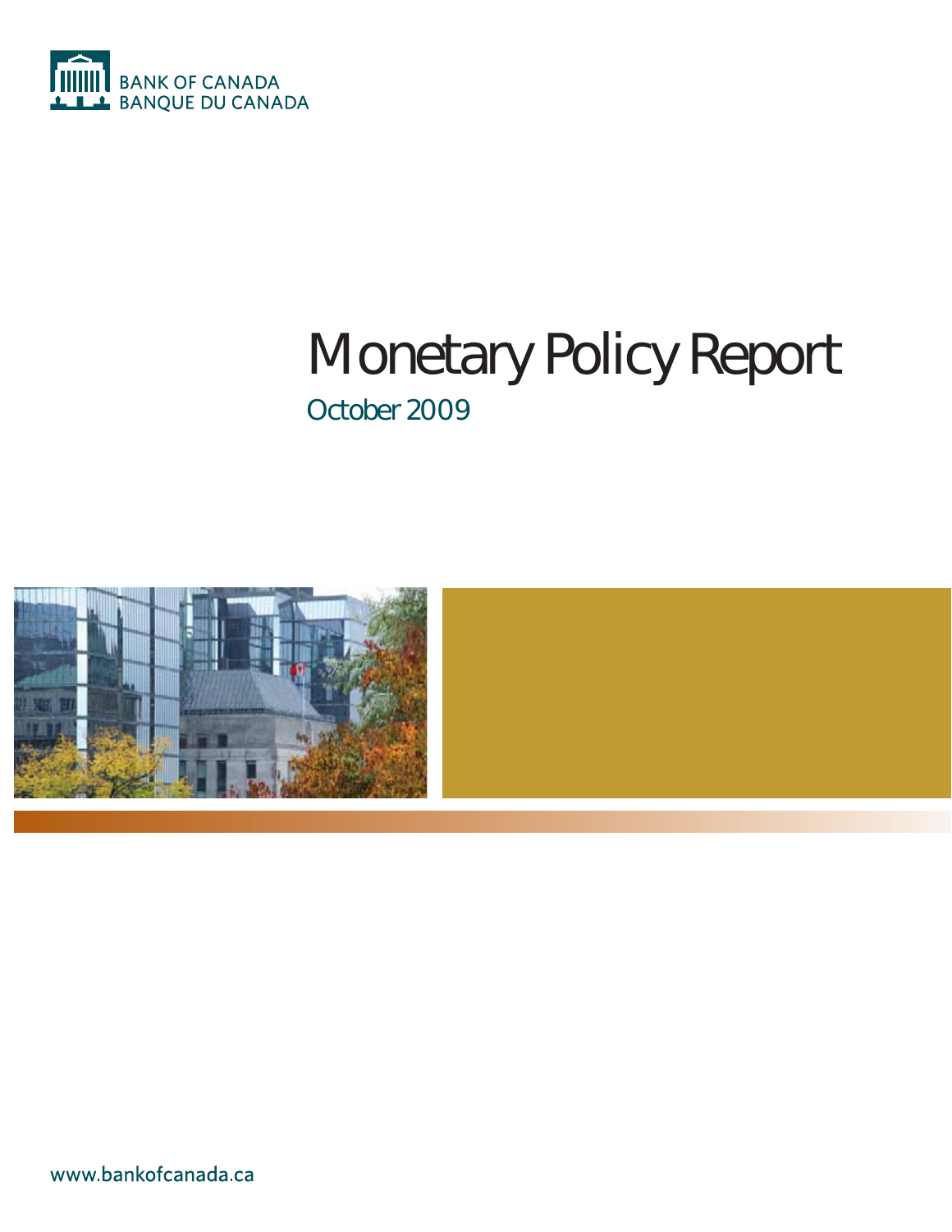BANK OF CANADA
BANQUE DU CANADA

# Monetary Policy Report

## October 2009

www.bankofcanada.ca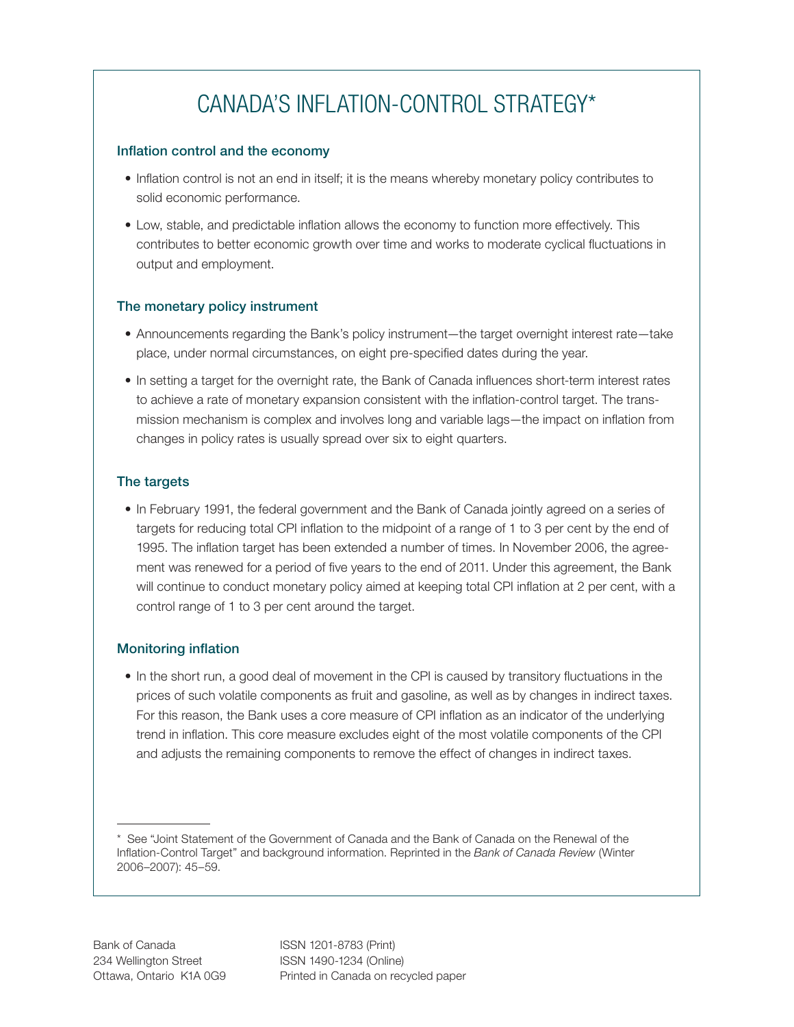# CANADA'S INFLATION-CONTROL STRATEGY*

### Inflation control and the economy

- Inflation control is not an end in itself; it is the means whereby monetary policy contributes to solid economic performance.
- Low, stable, and predictable inflation allows the economy to function more effectively. This contributes to better economic growth over time and works to moderate cyclical fluctuations in output and employment.

### The monetary policy instrument

- Announcements regarding the Bank's policy instrument—the target overnight interest rate—take place, under normal circumstances, on eight pre-specified dates during the year.
- In setting a target for the overnight rate, the Bank of Canada influences short-term interest rates to achieve a rate of monetary expansion consistent with the inflation-control target. The transmission mechanism is complex and involves long and variable lags—the impact on inflation from changes in policy rates is usually spread over six to eight quarters.

### The targets

- In February 1991, the federal government and the Bank of Canada jointly agreed on a series of targets for reducing total CPI inflation to the midpoint of a range of 1 to 3 per cent by the end of 1995. The inflation target has been extended a number of times. In November 2006, the agreement was renewed for a period of five years to the end of 2011. Under this agreement, the Bank will continue to conduct monetary policy aimed at keeping total CPI inflation at 2 per cent, with a control range of 1 to 3 per cent around the target.

### Monitoring inflation

- In the short run, a good deal of movement in the CPI is caused by transitory fluctuations in the prices of such volatile components as fruit and gasoline, as well as by changes in indirect taxes. For this reason, the Bank uses a core measure of CPI inflation as an indicator of the underlying trend in inflation. This core measure excludes eight of the most volatile components of the CPI and adjusts the remaining components to remove the effect of changes in indirect taxes.

---

\* See "Joint Statement of the Government of Canada and the Bank of Canada on the Renewal of the Inflation-Control Target" and background information. Reprinted in the *Bank of Canada Review* (Winter 2006–2007): 45–59.

Bank of Canada
234 Wellington Street
Ottawa, Ontario K1A 0G9

ISSN 1201-8783 (Print)
ISSN 1490-1234 (Online)
Printed in Canada on recycled paper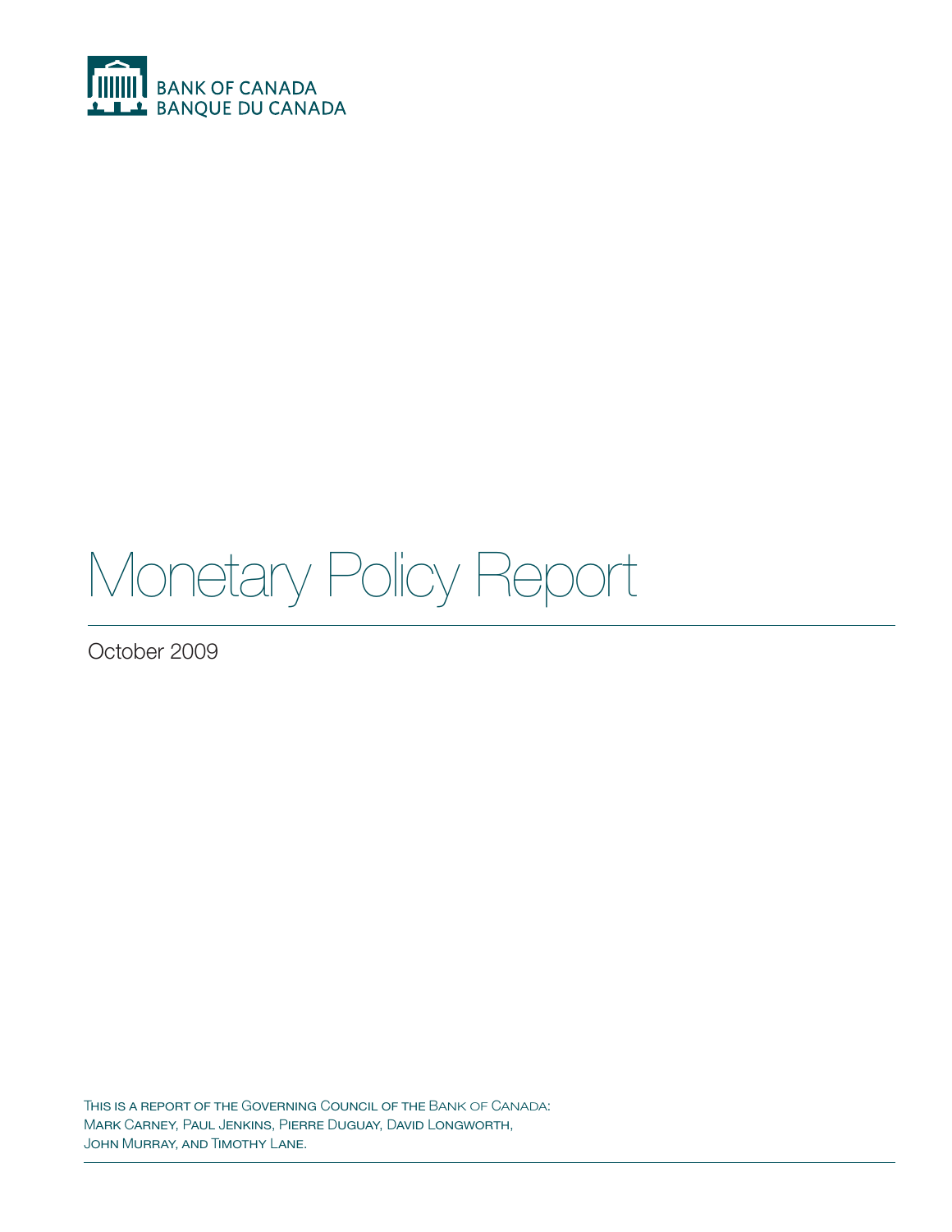BANK OF CANADA
BANQUE DU CANADA

# Monetary Policy Report

October 2009

This is a report of the Governing Council of the Bank of Canada: Mark Carney, Paul Jenkins, Pierre Duguay, David Longworth, John Murray, and Timothy Lane.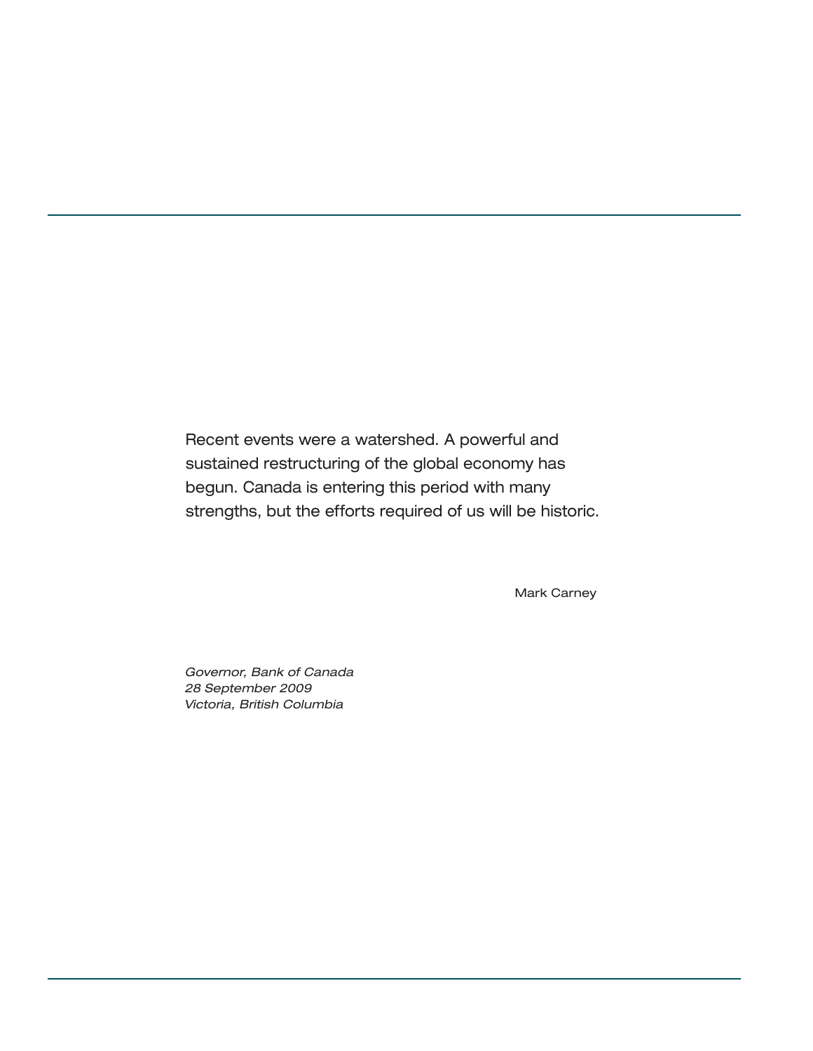Recent events were a watershed. A powerful and sustained restructuring of the global economy has begun. Canada is entering this period with many strengths, but the efforts required of us will be historic.

Mark Carney

*Governor, Bank of Canada*
*28 September 2009*
*Victoria, British Columbia*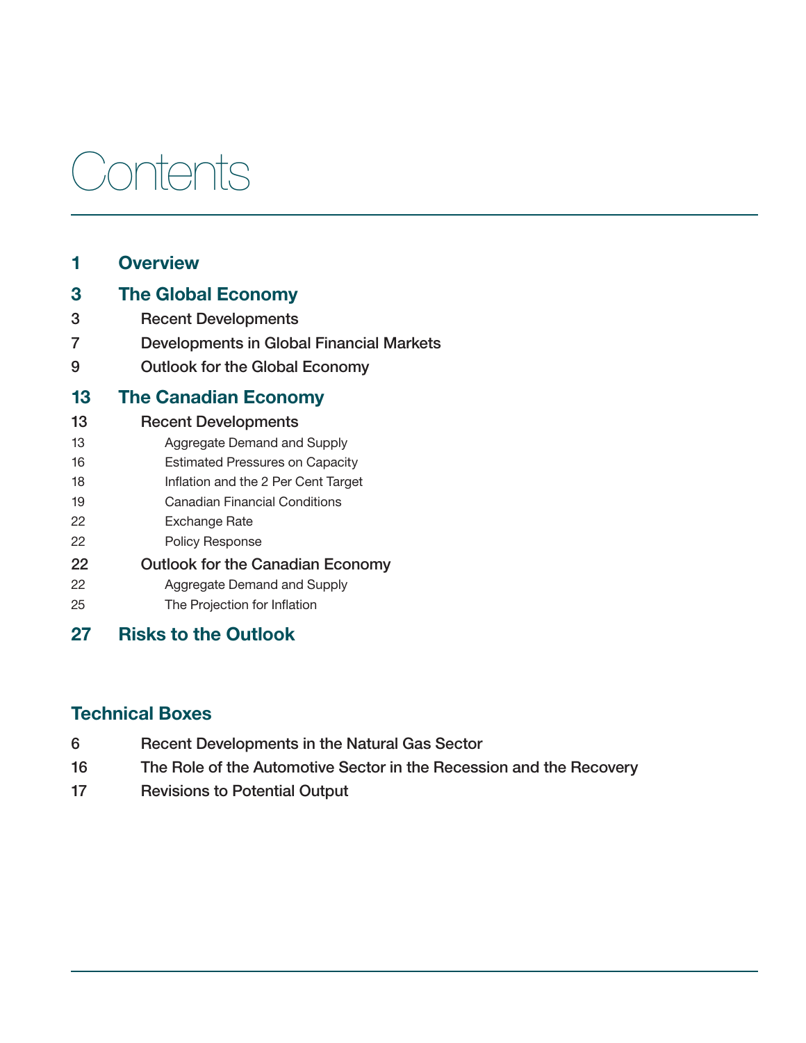# Contents

- 1 **Overview**
- 3 **The Global Economy**
  - 3 Recent Developments
  - 7 Developments in Global Financial Markets
  - 9 Outlook for the Global Economy
- 13 **The Canadian Economy**
  - 13 Recent Developments
    - 13 Aggregate Demand and Supply
    - 16 Estimated Pressures on Capacity
    - 18 Inflation and the 2 Per Cent Target
    - 19 Canadian Financial Conditions
    - 22 Exchange Rate
    - 22 Policy Response
  - 22 Outlook for the Canadian Economy
    - 22 Aggregate Demand and Supply
    - 25 The Projection for Inflation
- 27 **Risks to the Outlook**

## Technical Boxes

- 6 Recent Developments in the Natural Gas Sector
- 16 The Role of the Automotive Sector in the Recession and the Recovery
- 17 Revisions to Potential Output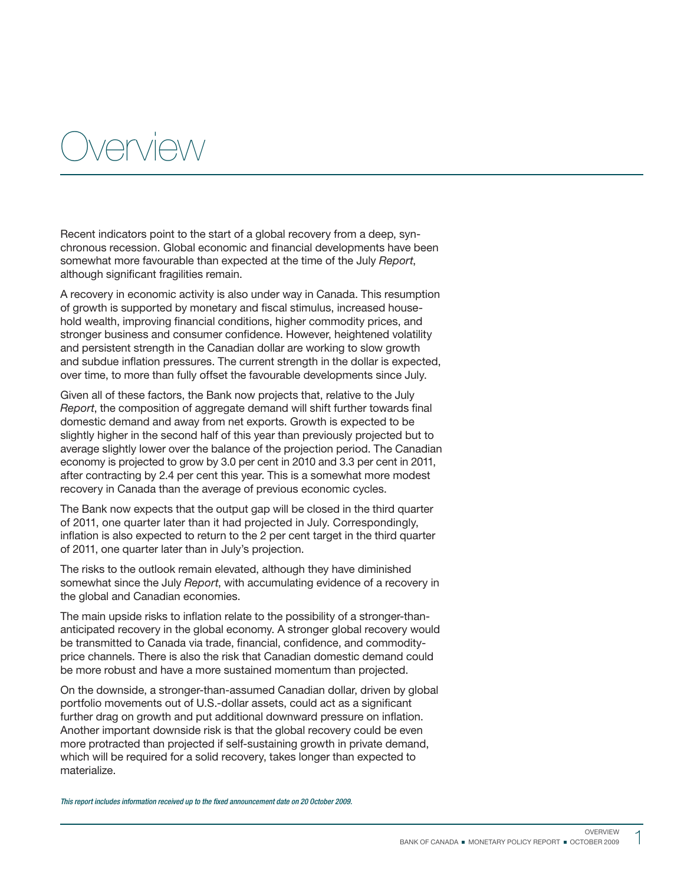# Overview

Recent indicators point to the start of a global recovery from a deep, synchronous recession. Global economic and financial developments have been somewhat more favourable than expected at the time of the July *Report*, although significant fragilities remain.

A recovery in economic activity is also under way in Canada. This resumption of growth is supported by monetary and fiscal stimulus, increased household wealth, improving financial conditions, higher commodity prices, and stronger business and consumer confidence. However, heightened volatility and persistent strength in the Canadian dollar are working to slow growth and subdue inflation pressures. The current strength in the dollar is expected, over time, to more than fully offset the favourable developments since July.

Given all of these factors, the Bank now projects that, relative to the July *Report*, the composition of aggregate demand will shift further towards final domestic demand and away from net exports. Growth is expected to be slightly higher in the second half of this year than previously projected but to average slightly lower over the balance of the projection period. The Canadian economy is projected to grow by 3.0 per cent in 2010 and 3.3 per cent in 2011, after contracting by 2.4 per cent this year. This is a somewhat more modest recovery in Canada than the average of previous economic cycles.

The Bank now expects that the output gap will be closed in the third quarter of 2011, one quarter later than it had projected in July. Correspondingly, inflation is also expected to return to the 2 per cent target in the third quarter of 2011, one quarter later than in July's projection.

The risks to the outlook remain elevated, although they have diminished somewhat since the July *Report*, with accumulating evidence of a recovery in the global and Canadian economies.

The main upside risks to inflation relate to the possibility of a stronger-than-anticipated recovery in the global economy. A stronger global recovery would be transmitted to Canada via trade, financial, confidence, and commodity-price channels. There is also the risk that Canadian domestic demand could be more robust and have a more sustained momentum than projected.

On the downside, a stronger-than-assumed Canadian dollar, driven by global portfolio movements out of U.S.-dollar assets, could act as a significant further drag on growth and put additional downward pressure on inflation. Another important downside risk is that the global recovery could be even more protracted than projected if self-sustaining growth in private demand, which will be required for a solid recovery, takes longer than expected to materialize.

*This report includes information received up to the fixed announcement date on 20 October 2009.*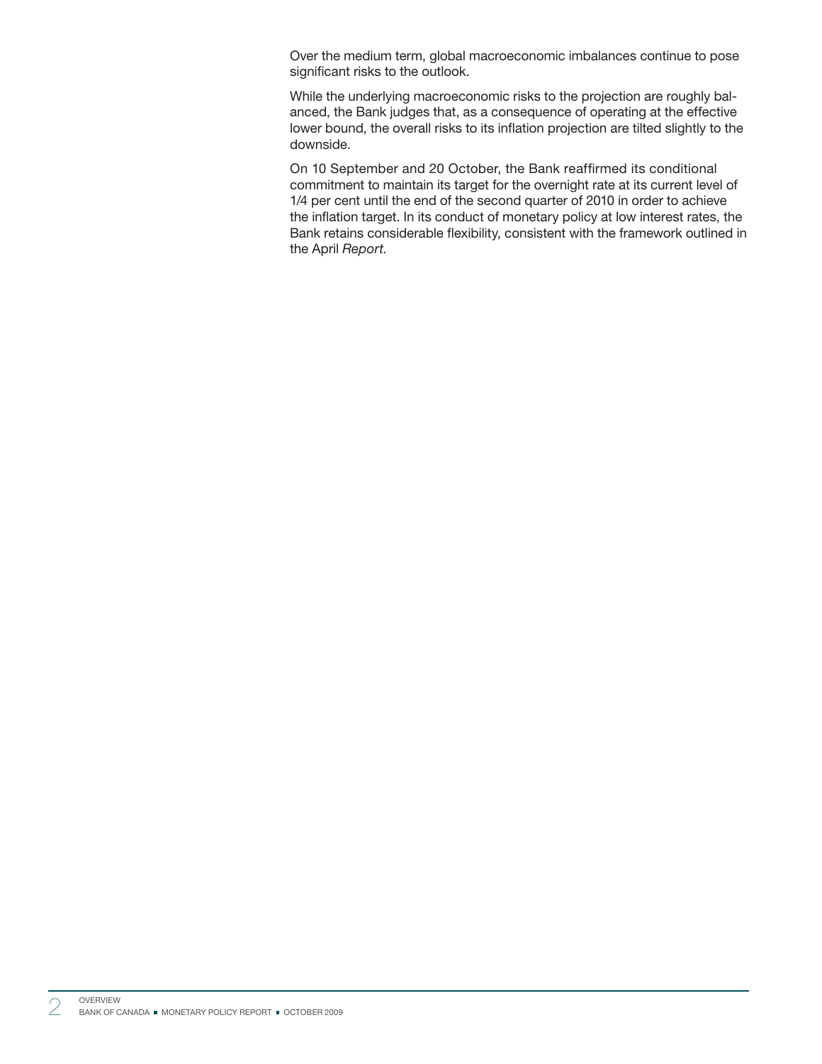Over the medium term, global macroeconomic imbalances continue to pose significant risks to the outlook.

While the underlying macroeconomic risks to the projection are roughly balanced, the Bank judges that, as a consequence of operating at the effective lower bound, the overall risks to its inflation projection are tilted slightly to the downside.

On 10 September and 20 October, the Bank reaffirmed its conditional commitment to maintain its target for the overnight rate at its current level of 1/4 per cent until the end of the second quarter of 2010 in order to achieve the inflation target. In its conduct of monetary policy at low interest rates, the Bank retains considerable flexibility, consistent with the framework outlined in the April *Report*.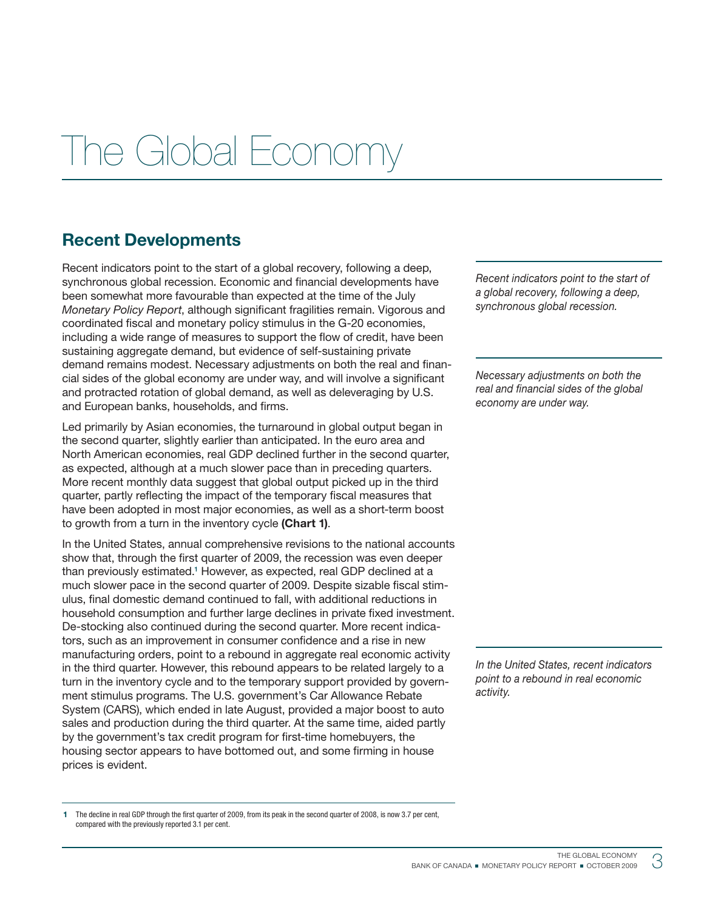# The Global Economy

## Recent Developments

Recent indicators point to the start of a global recovery, following a deep, synchronous global recession. Economic and financial developments have been somewhat more favourable than expected at the time of the July *Monetary Policy Report*, although significant fragilities remain. Vigorous and coordinated fiscal and monetary policy stimulus in the G-20 economies, including a wide range of measures to support the flow of credit, have been sustaining aggregate demand, but evidence of self-sustaining private demand remains modest. Necessary adjustments on both the real and financial sides of the global economy are under way, and will involve a significant and protracted rotation of global demand, as well as deleveraging by U.S. and European banks, households, and firms.

*Recent indicators point to the start of a global recovery, following a deep, synchronous global recession.*

*Necessary adjustments on both the real and financial sides of the global economy are under way.*

Led primarily by Asian economies, the turnaround in global output began in the second quarter, slightly earlier than anticipated. In the euro area and North American economies, real GDP declined further in the second quarter, as expected, although at a much slower pace than in preceding quarters. More recent monthly data suggest that global output picked up in the third quarter, partly reflecting the impact of the temporary fiscal measures that have been adopted in most major economies, as well as a short-term boost to growth from a turn in the inventory cycle **(Chart 1)**.

In the United States, annual comprehensive revisions to the national accounts show that, through the first quarter of 2009, the recession was even deeper than previously estimated.[1] However, as expected, real GDP declined at a much slower pace in the second quarter of 2009. Despite sizable fiscal stimulus, final domestic demand continued to fall, with additional reductions in household consumption and further large declines in private fixed investment. De-stocking also continued during the second quarter. More recent indicators, such as an improvement in consumer confidence and a rise in new manufacturing orders, point to a rebound in aggregate real economic activity in the third quarter. However, this rebound appears to be related largely to a turn in the inventory cycle and to the temporary support provided by government stimulus programs. The U.S. government's Car Allowance Rebate System (CARS), which ended in late August, provided a major boost to auto sales and production during the third quarter. At the same time, aided partly by the government's tax credit program for first-time homebuyers, the housing sector appears to have bottomed out, and some firming in house prices is evident.

*In the United States, recent indicators point to a rebound in real economic activity.*

[1] The decline in real GDP through the first quarter of 2009, from its peak in the second quarter of 2008, is now 3.7 per cent, compared with the previously reported 3.1 per cent.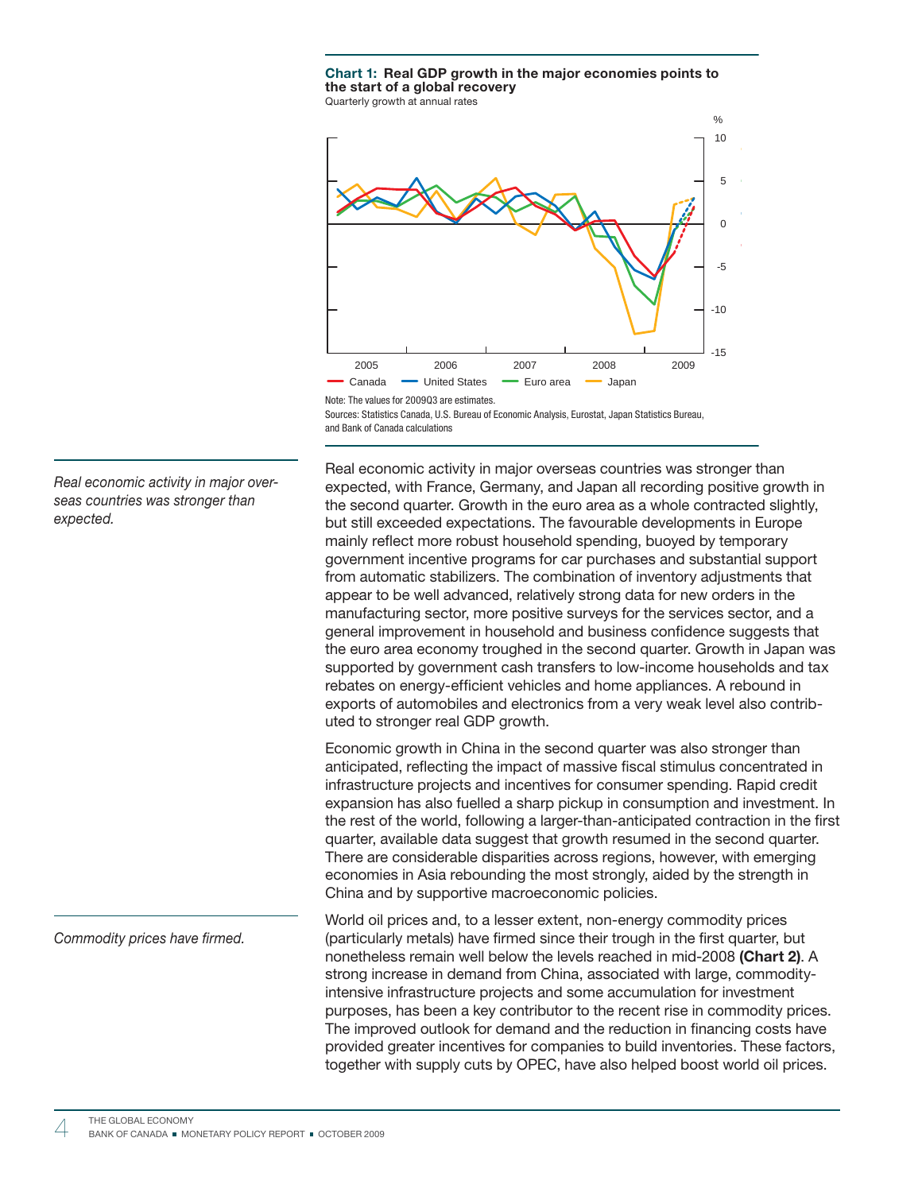**Chart 1: Real GDP growth in the major economies points to the start of a global recovery**
Quarterly growth at annual rates

Note: The values for 2009Q3 are estimates.
Sources: Statistics Canada, U.S. Bureau of Economic Analysis, Eurostat, Japan Statistics Bureau, and Bank of Canada calculations

*Real economic activity in major overseas countries was stronger than expected.*

Real economic activity in major overseas countries was stronger than expected, with France, Germany, and Japan all recording positive growth in the second quarter. Growth in the euro area as a whole contracted slightly, but still exceeded expectations. The favourable developments in Europe mainly reflect more robust household spending, buoyed by temporary government incentive programs for car purchases and substantial support from automatic stabilizers. The combination of inventory adjustments that appear to be well advanced, relatively strong data for new orders in the manufacturing sector, more positive surveys for the services sector, and a general improvement in household and business confidence suggests that the euro area economy troughed in the second quarter. Growth in Japan was supported by government cash transfers to low-income households and tax rebates on energy-efficient vehicles and home appliances. A rebound in exports of automobiles and electronics from a very weak level also contributed to stronger real GDP growth.

Economic growth in China in the second quarter was also stronger than anticipated, reflecting the impact of massive fiscal stimulus concentrated in infrastructure projects and incentives for consumer spending. Rapid credit expansion has also fuelled a sharp pickup in consumption and investment. In the rest of the world, following a larger-than-anticipated contraction in the first quarter, available data suggest that growth resumed in the second quarter. There are considerable disparities across regions, however, with emerging economies in Asia rebounding the most strongly, aided by the strength in China and by supportive macroeconomic policies.

*Commodity prices have firmed.*

World oil prices and, to a lesser extent, non-energy commodity prices (particularly metals) have firmed since their trough in the first quarter, but nonetheless remain well below the levels reached in mid-2008 **(Chart 2)**. A strong increase in demand from China, associated with large, commodity-intensive infrastructure projects and some accumulation for investment purposes, has been a key contributor to the recent rise in commodity prices. The improved outlook for demand and the reduction in financing costs have provided greater incentives for companies to build inventories. These factors, together with supply cuts by OPEC, have also helped boost world oil prices.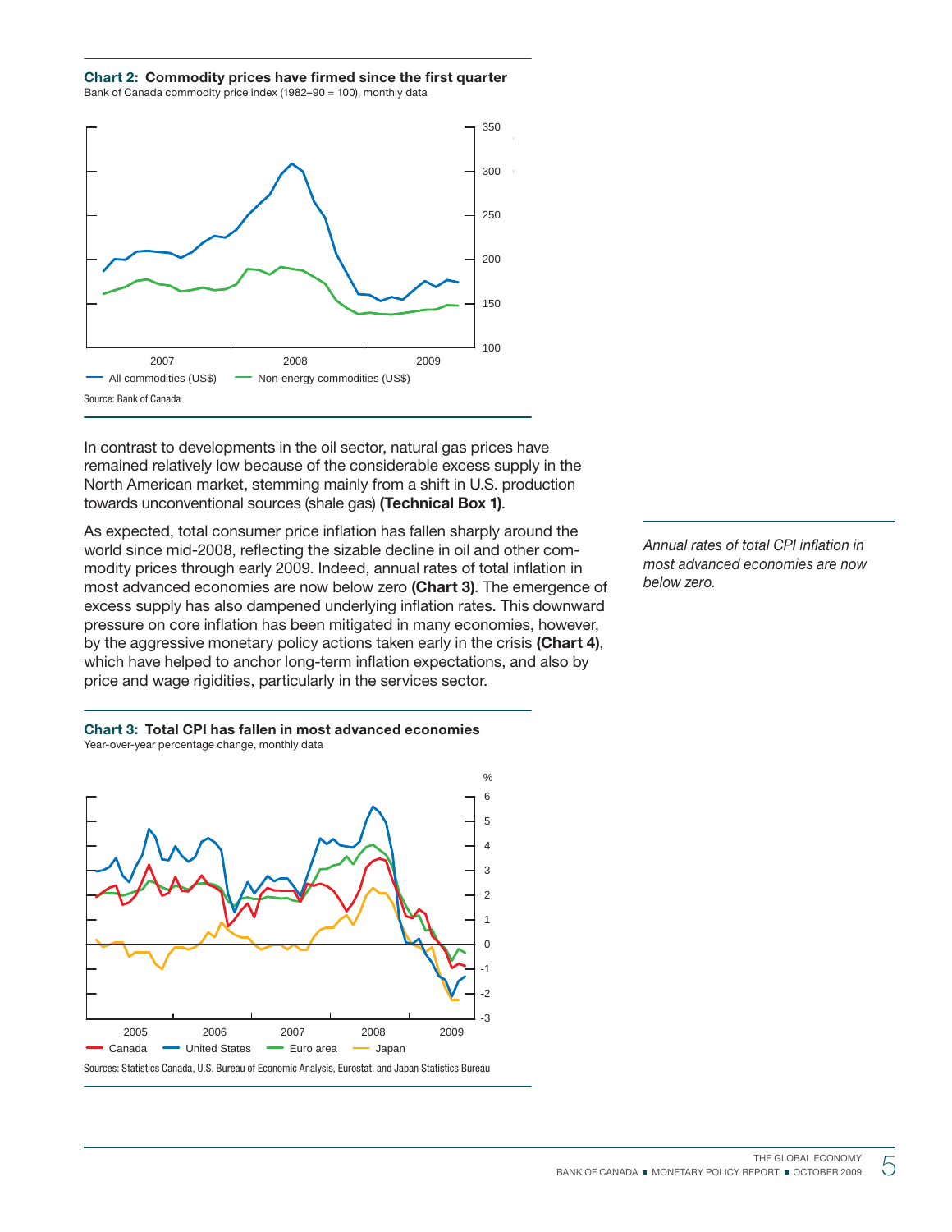**Chart 2: Commodity prices have firmed since the first quarter**
Bank of Canada commodity price index (1982–90 = 100), monthly data

— All commodities (US$) — Non-energy commodities (US$)

Source: Bank of Canada

In contrast to developments in the oil sector, natural gas prices have remained relatively low because of the considerable excess supply in the North American market, stemming mainly from a shift in U.S. production towards unconventional sources (shale gas) **(Technical Box 1)**.

As expected, total consumer price inflation has fallen sharply around the world since mid-2008, reflecting the sizable decline in oil and other commodity prices through early 2009. Indeed, annual rates of total inflation in most advanced economies are now below zero **(Chart 3)**. The emergence of excess supply has also dampened underlying inflation rates. This downward pressure on core inflation has been mitigated in many economies, however, by the aggressive monetary policy actions taken early in the crisis **(Chart 4)**, which have helped to anchor long-term inflation expectations, and also by price and wage rigidities, particularly in the services sector.

*Annual rates of total CPI inflation in most advanced economies are now below zero.*

**Chart 3: Total CPI has fallen in most advanced economies**
Year-over-year percentage change, monthly data

— Canada — United States — Euro area — Japan

Sources: Statistics Canada, U.S. Bureau of Economic Analysis, Eurostat, and Japan Statistics Bureau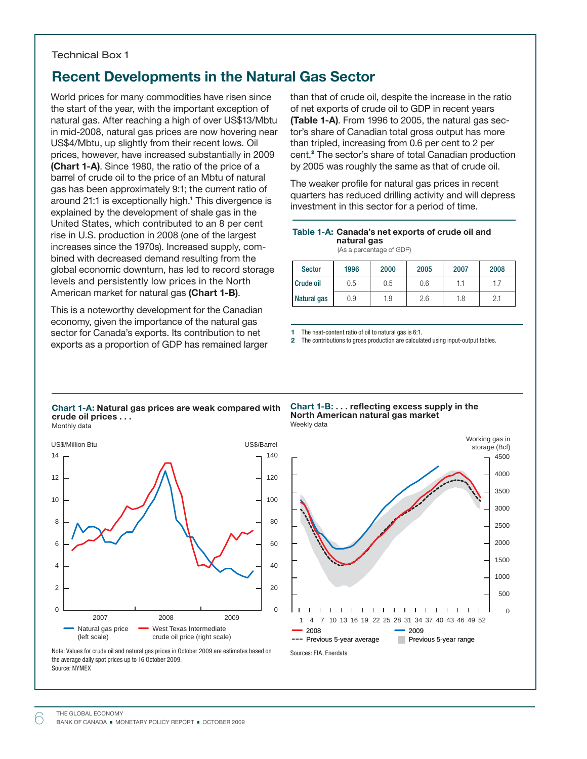Technical Box 1

## Recent Developments in the Natural Gas Sector

World prices for many commodities have risen since the start of the year, with the important exception of natural gas. After reaching a high of over US$13/Mbtu in mid-2008, natural gas prices are now hovering near US$4/Mbtu, up slightly from their recent lows. Oil prices, however, have increased substantially in 2009 **(Chart 1-A)**. Since 1980, the ratio of the price of a barrel of crude oil to the price of an Mbtu of natural gas has been approximately 9:1; the current ratio of around 21:1 is exceptionally high.[1] This divergence is explained by the development of shale gas in the United States, which contributed to an 8 per cent rise in U.S. production in 2008 (one of the largest increases since the 1970s). Increased supply, combined with decreased demand resulting from the global economic downturn, has led to record storage levels and persistently low prices in the North American market for natural gas **(Chart 1-B)**.

This is a noteworthy development for the Canadian economy, given the importance of the natural gas sector for Canada's exports. Its contribution to net exports as a proportion of GDP has remained larger than that of crude oil, despite the increase in the ratio of net exports of crude oil to GDP in recent years **(Table 1-A)**. From 1996 to 2005, the natural gas sector's share of Canadian total gross output has more than tripled, increasing from 0.6 per cent to 2 per cent.[2] The sector's share of total Canadian production by 2005 was roughly the same as that of crude oil.

The weaker profile for natural gas prices in recent quarters has reduced drilling activity and will depress investment in this sector for a period of time.

**Table 1-A: Canada's net exports of crude oil and natural gas**
(As a percentage of GDP)

| Sector | 1996 | 2000 | 2005 | 2007 | 2008 |
|---|---|---|---|---|---|
| Crude oil | 0.5 | 0.5 | 0.6 | 1.1 | 1.7 |
| Natural gas | 0.9 | 1.9 | 2.6 | 1.8 | 2.1 |

1 The heat-content ratio of oil to natural gas is 6:1.

2 The contributions to gross production are calculated using input-output tables.

**Chart 1-A: Natural gas prices are weak compared with crude oil prices . . .**
Monthly data

Note: Values for crude oil and natural gas prices in October 2009 are estimates based on the average daily spot prices up to 16 October 2009.
Source: NYMEX

**Chart 1-B: . . . reflecting excess supply in the North American natural gas market**
Weekly data

Sources: EIA, Enerdata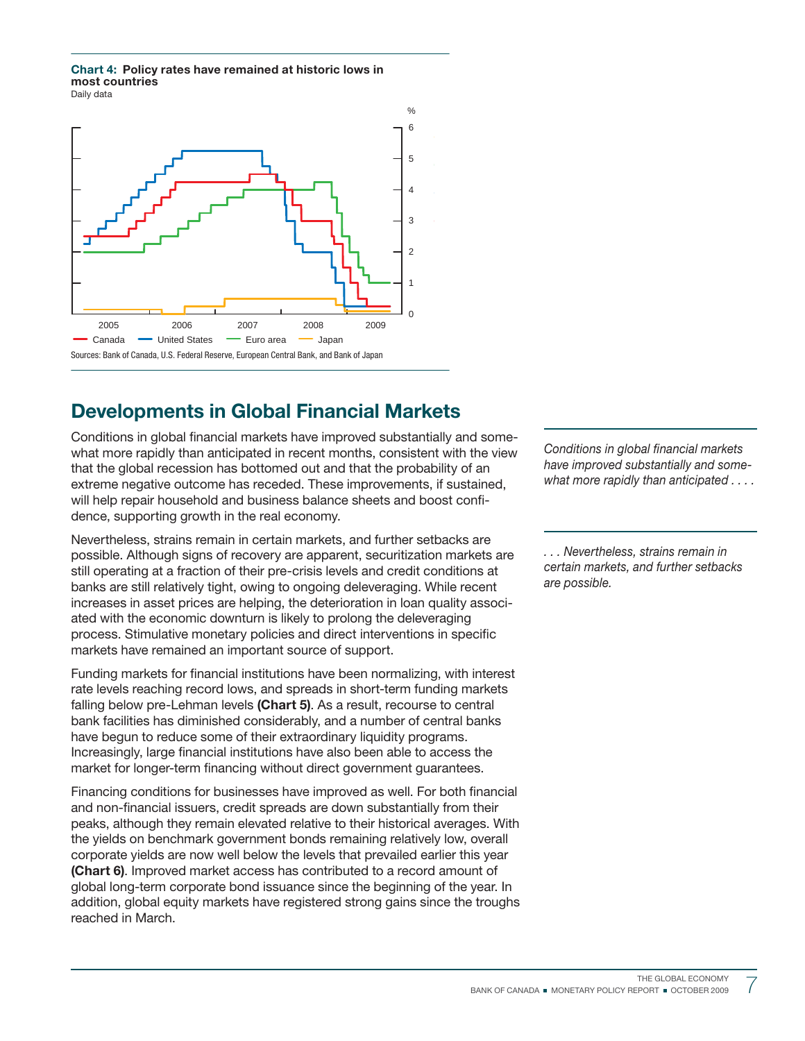**Chart 4: Policy rates have remained at historic lows in most countries**
Daily data

Sources: Bank of Canada, U.S. Federal Reserve, European Central Bank, and Bank of Japan

## Developments in Global Financial Markets

Conditions in global financial markets have improved substantially and somewhat more rapidly than anticipated in recent months, consistent with the view that the global recession has bottomed out and that the probability of an extreme negative outcome has receded. These improvements, if sustained, will help repair household and business balance sheets and boost confidence, supporting growth in the real economy.

*Conditions in global financial markets have improved substantially and somewhat more rapidly than anticipated . . . .*

Nevertheless, strains remain in certain markets, and further setbacks are possible. Although signs of recovery are apparent, securitization markets are still operating at a fraction of their pre-crisis levels and credit conditions at banks are still relatively tight, owing to ongoing deleveraging. While recent increases in asset prices are helping, the deterioration in loan quality associated with the economic downturn is likely to prolong the deleveraging process. Stimulative monetary policies and direct interventions in specific markets have remained an important source of support.

*. . . Nevertheless, strains remain in certain markets, and further setbacks are possible.*

Funding markets for financial institutions have been normalizing, with interest rate levels reaching record lows, and spreads in short-term funding markets falling below pre-Lehman levels **(Chart 5)**. As a result, recourse to central bank facilities has diminished considerably, and a number of central banks have begun to reduce some of their extraordinary liquidity programs. Increasingly, large financial institutions have also been able to access the market for longer-term financing without direct government guarantees.

Financing conditions for businesses have improved as well. For both financial and non-financial issuers, credit spreads are down substantially from their peaks, although they remain elevated relative to their historical averages. With the yields on benchmark government bonds remaining relatively low, overall corporate yields are now well below the levels that prevailed earlier this year **(Chart 6)**. Improved market access has contributed to a record amount of global long-term corporate bond issuance since the beginning of the year. In addition, global equity markets have registered strong gains since the troughs reached in March.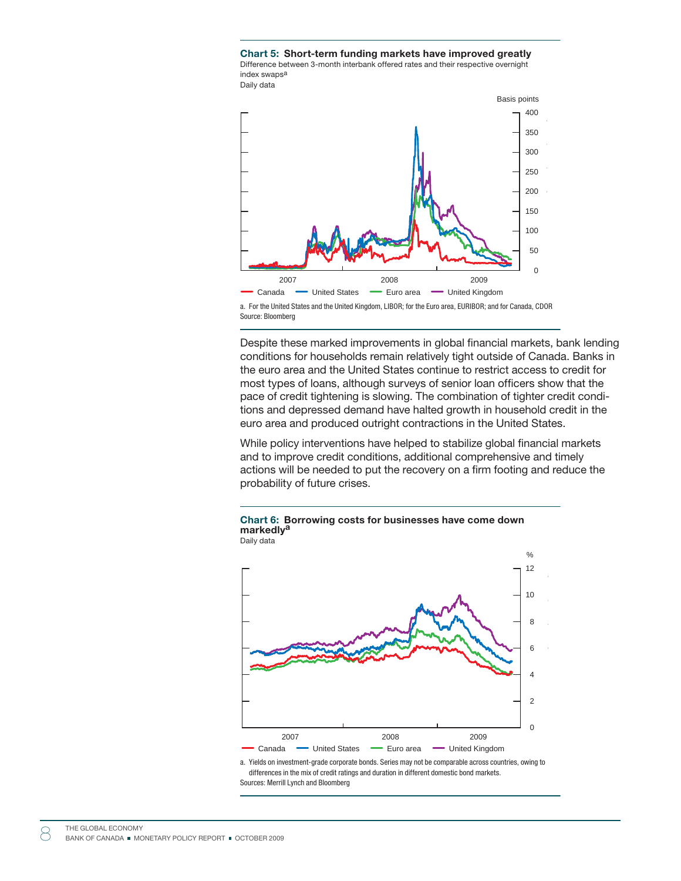**Chart 5: Short-term funding markets have improved greatly**

Difference between 3-month interbank offered rates and their respective overnight index swaps[a]

Daily data

a. For the United States and the United Kingdom, LIBOR; for the Euro area, EURIBOR; and for Canada, CDOR

Source: Bloomberg

Despite these marked improvements in global financial markets, bank lending conditions for households remain relatively tight outside of Canada. Banks in the euro area and the United States continue to restrict access to credit for most types of loans, although surveys of senior loan officers show that the pace of credit tightening is slowing. The combination of tighter credit conditions and depressed demand have halted growth in household credit in the euro area and produced outright contractions in the United States.

While policy interventions have helped to stabilize global financial markets and to improve credit conditions, additional comprehensive and timely actions will be needed to put the recovery on a firm footing and reduce the probability of future crises.

**Chart 6: Borrowing costs for businesses have come down markedly[a]**

Daily data

a. Yields on investment-grade corporate bonds. Series may not be comparable across countries, owing to differences in the mix of credit ratings and duration in different domestic bond markets.

Sources: Merrill Lynch and Bloomberg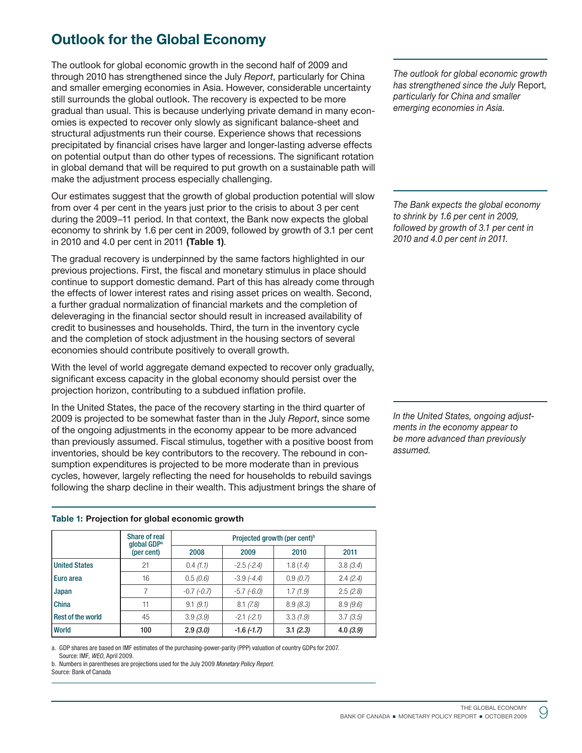## Outlook for the Global Economy

The outlook for global economic growth in the second half of 2009 and through 2010 has strengthened since the July *Report*, particularly for China and smaller emerging economies in Asia. However, considerable uncertainty still surrounds the global outlook. The recovery is expected to be more gradual than usual. This is because underlying private demand in many economies is expected to recover only slowly as significant balance-sheet and structural adjustments run their course. Experience shows that recessions precipitated by financial crises have larger and longer-lasting adverse effects on potential output than do other types of recessions. The significant rotation in global demand that will be required to put growth on a sustainable path will make the adjustment process especially challenging.

*The outlook for global economic growth has strengthened since the July* Report*, particularly for China and smaller emerging economies in Asia.*

Our estimates suggest that the growth of global production potential will slow from over 4 per cent in the years just prior to the crisis to about 3 per cent during the 2009–11 period. In that context, the Bank now expects the global economy to shrink by 1.6 per cent in 2009, followed by growth of 3.1 per cent in 2010 and 4.0 per cent in 2011 **(Table 1)**.

*The Bank expects the global economy to shrink by 1.6 per cent in 2009, followed by growth of 3.1 per cent in 2010 and 4.0 per cent in 2011.*

The gradual recovery is underpinned by the same factors highlighted in our previous projections. First, the fiscal and monetary stimulus in place should continue to support domestic demand. Part of this has already come through the effects of lower interest rates and rising asset prices on wealth. Second, a further gradual normalization of financial markets and the completion of deleveraging in the financial sector should result in increased availability of credit to businesses and households. Third, the turn in the inventory cycle and the completion of stock adjustment in the housing sectors of several economies should contribute positively to overall growth.

With the level of world aggregate demand expected to recover only gradually, significant excess capacity in the global economy should persist over the projection horizon, contributing to a subdued inflation profile.

In the United States, the pace of the recovery starting in the third quarter of 2009 is projected to be somewhat faster than in the July *Report*, since some of the ongoing adjustments in the economy appear to be more advanced than previously assumed. Fiscal stimulus, together with a positive boost from inventories, should be key contributors to the recovery. The rebound in consumption expenditures is projected to be more moderate than in previous cycles, however, largely reflecting the need for households to rebuild savings following the sharp decline in their wealth. This adjustment brings the share of

*In the United States, ongoing adjustments in the economy appear to be more advanced than previously assumed.*

**Table 1: Projection for global economic growth**

| | Share of real global GDP[a] (per cent) | Projected growth (per cent)[b] | | | |
|---|---|---|---|---|---|
| | | 2008 | 2009 | 2010 | 2011 |
| United States | 21 | 0.4 *(1.1)* | -2.5 *(-2.4)* | 1.8 *(1.4)* | 3.8 *(3.4)* |
| Euro area | 16 | 0.5 *(0.6)* | -3.9 *(-4.4)* | 0.9 *(0.7)* | 2.4 *(2.4)* |
| Japan | 7 | -0.7 *(-0.7)* | -5.7 *(-6.0)* | 1.7 *(1.9)* | 2.5 *(2.8)* |
| China | 11 | 9.1 *(9.1)* | 8.1 *(7.8)* | 8.9 *(8.3)* | 8.9 *(9.6)* |
| Rest of the world | 45 | 3.9 *(3.9)* | -2.1 *(-2.1)* | 3.3 *(1.9)* | 3.7 *(3.5)* |
| **World** | **100** | **2.9 *(3.0)*** | **-1.6 *(-1.7)*** | **3.1 *(2.3)*** | **4.0 *(3.9)*** |

a. GDP shares are based on IMF estimates of the purchasing-power-parity (PPP) valuation of country GDPs for 2007. Source: IMF, *WEO*, April 2009.

b. Numbers in parentheses are projections used for the July 2009 *Monetary Policy Report*.

Source: Bank of Canada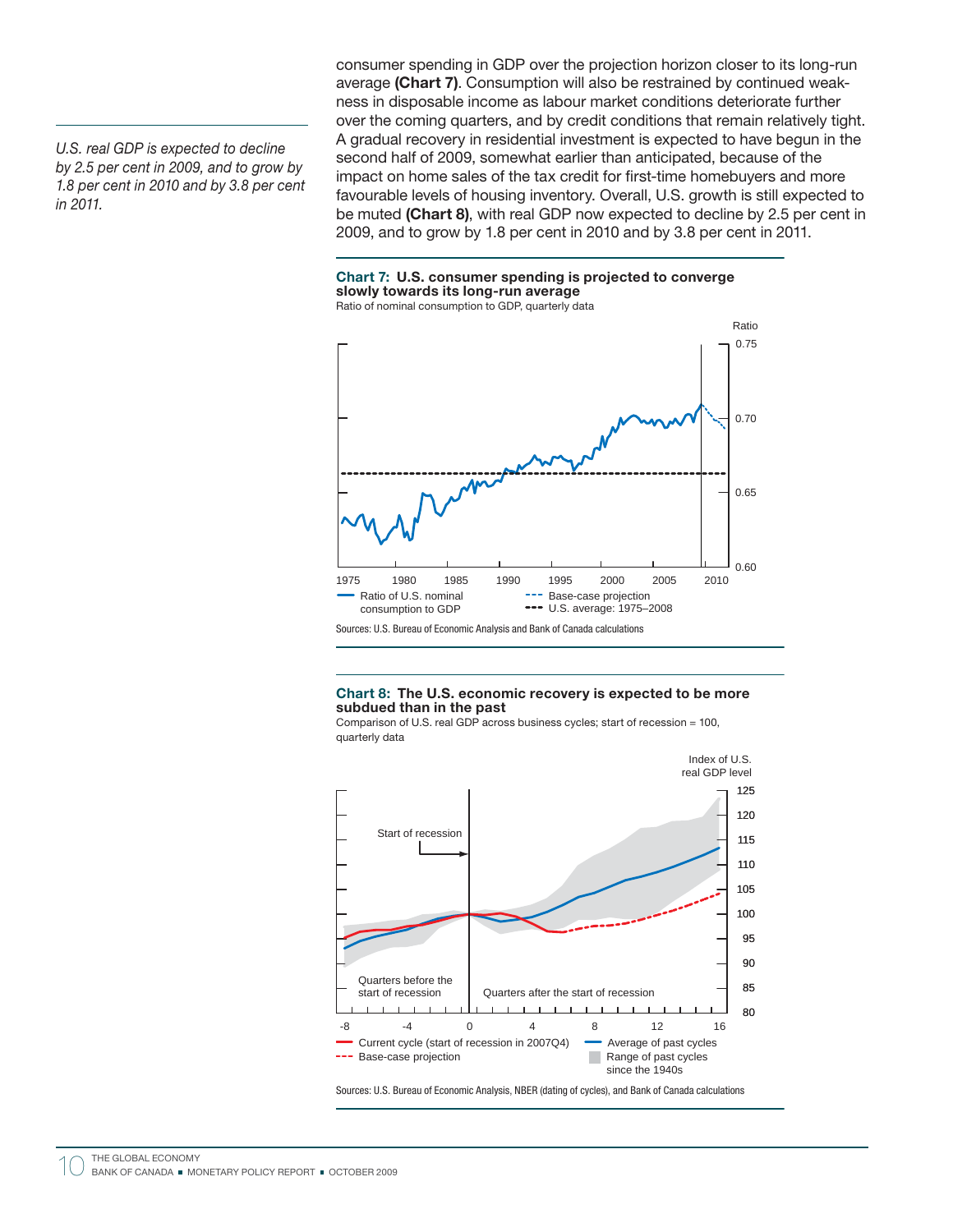*U.S. real GDP is expected to decline by 2.5 per cent in 2009, and to grow by 1.8 per cent in 2010 and by 3.8 per cent in 2011.*

consumer spending in GDP over the projection horizon closer to its long-run average **(Chart 7)**. Consumption will also be restrained by continued weakness in disposable income as labour market conditions deteriorate further over the coming quarters, and by credit conditions that remain relatively tight. A gradual recovery in residential investment is expected to have begun in the second half of 2009, somewhat earlier than anticipated, because of the impact on home sales of the tax credit for first-time homebuyers and more favourable levels of housing inventory. Overall, U.S. growth is still expected to be muted **(Chart 8)**, with real GDP now expected to decline by 2.5 per cent in 2009, and to grow by 1.8 per cent in 2010 and by 3.8 per cent in 2011.

**Chart 7: U.S. consumer spending is projected to converge slowly towards its long-run average**

Ratio of nominal consumption to GDP, quarterly data

Ratio of U.S. nominal consumption to GDP; Base-case projection; U.S. average: 1975–2008

Sources: U.S. Bureau of Economic Analysis and Bank of Canada calculations

**Chart 8: The U.S. economic recovery is expected to be more subdued than in the past**

Comparison of U.S. real GDP across business cycles; start of recession = 100, quarterly data

Current cycle (start of recession in 2007Q4); Base-case projection; Average of past cycles; Range of past cycles since the 1940s

Sources: U.S. Bureau of Economic Analysis, NBER (dating of cycles), and Bank of Canada calculations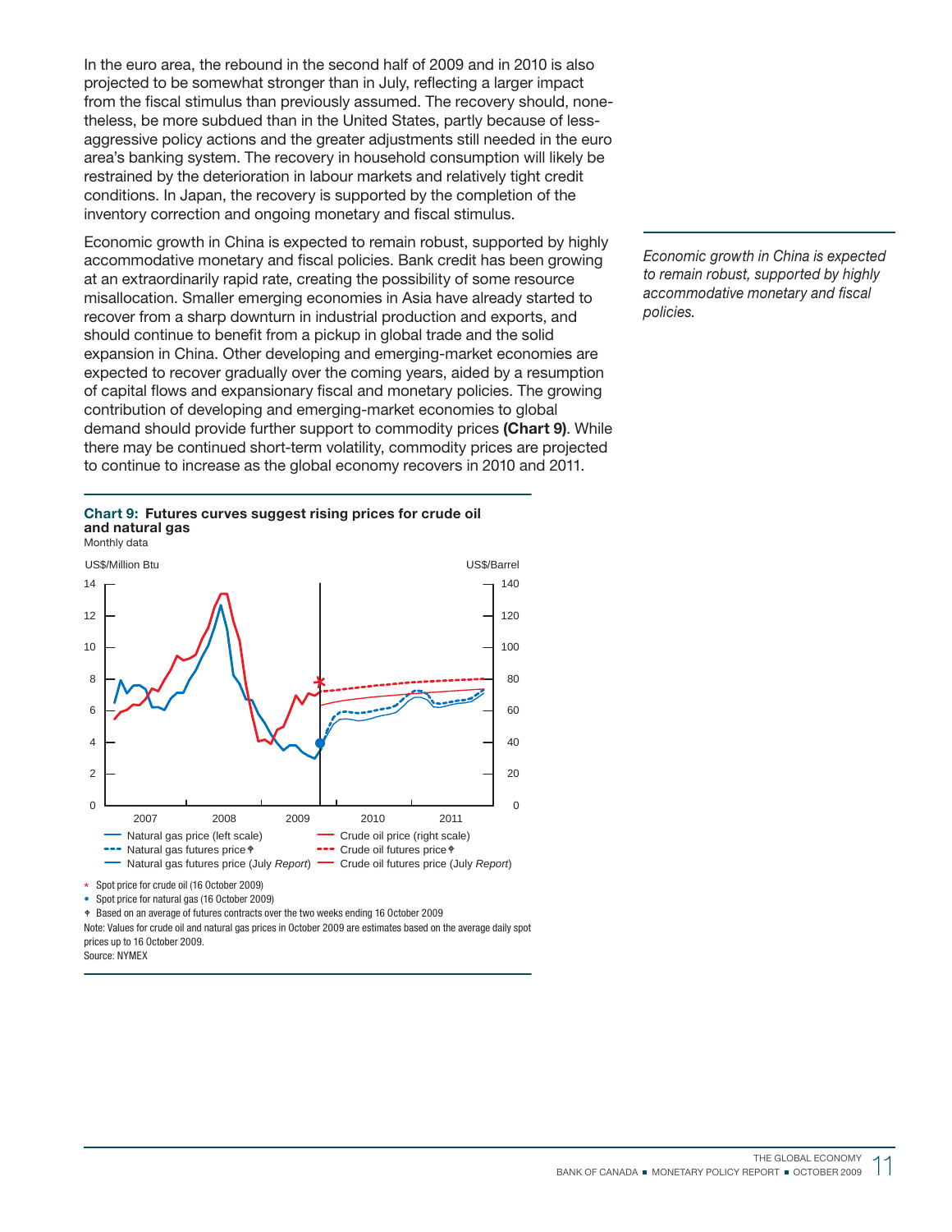In the euro area, the rebound in the second half of 2009 and in 2010 is also projected to be somewhat stronger than in July, reflecting a larger impact from the fiscal stimulus than previously assumed. The recovery should, nonetheless, be more subdued than in the United States, partly because of less-aggressive policy actions and the greater adjustments still needed in the euro area's banking system. The recovery in household consumption will likely be restrained by the deterioration in labour markets and relatively tight credit conditions. In Japan, the recovery is supported by the completion of the inventory correction and ongoing monetary and fiscal stimulus.

Economic growth in China is expected to remain robust, supported by highly accommodative monetary and fiscal policies. Bank credit has been growing at an extraordinarily rapid rate, creating the possibility of some resource misallocation. Smaller emerging economies in Asia have already started to recover from a sharp downturn in industrial production and exports, and should continue to benefit from a pickup in global trade and the solid expansion in China. Other developing and emerging-market economies are expected to recover gradually over the coming years, aided by a resumption of capital flows and expansionary fiscal and monetary policies. The growing contribution of developing and emerging-market economies to global demand should provide further support to commodity prices **(Chart 9)**. While there may be continued short-term volatility, commodity prices are projected to continue to increase as the global economy recovers in 2010 and 2011.

*Economic growth in China is expected to remain robust, supported by highly accommodative monetary and fiscal policies.*

**Chart 9: Futures curves suggest rising prices for crude oil and natural gas**
Monthly data

- Natural gas price (left scale)
- Natural gas futures price ◆
- Natural gas futures price (July *Report*)
- Crude oil price (right scale)
- Crude oil futures price ◆
- Crude oil futures price (July *Report*)

\* Spot price for crude oil (16 October 2009)
• Spot price for natural gas (16 October 2009)
◆ Based on an average of futures contracts over the two weeks ending 16 October 2009

Note: Values for crude oil and natural gas prices in October 2009 are estimates based on the average daily spot prices up to 16 October 2009.
Source: NYMEX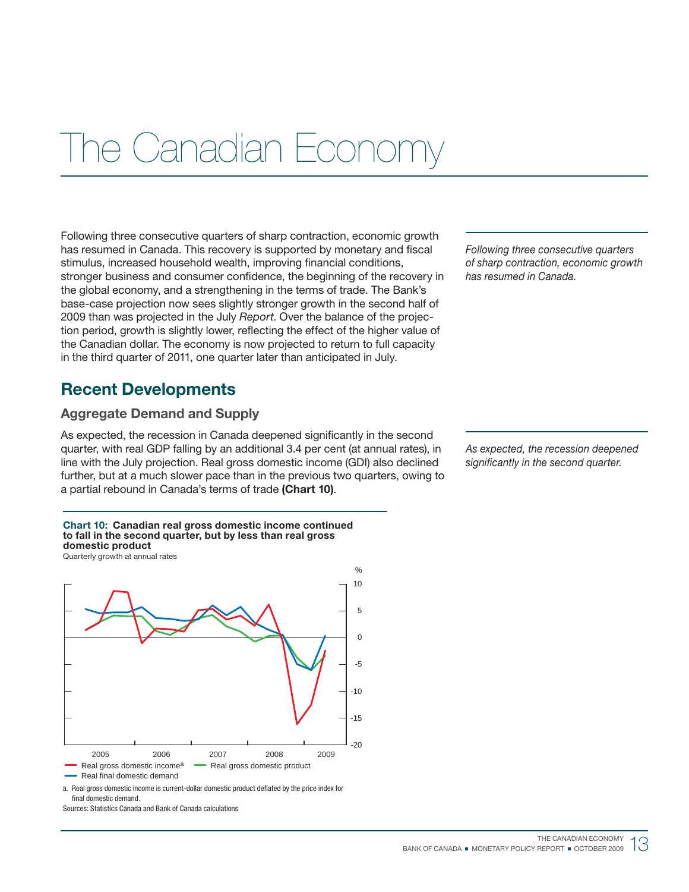# The Canadian Economy

Following three consecutive quarters of sharp contraction, economic growth has resumed in Canada. This recovery is supported by monetary and fiscal stimulus, increased household wealth, improving financial conditions, stronger business and consumer confidence, the beginning of the recovery in the global economy, and a strengthening in the terms of trade. The Bank's base-case projection now sees slightly stronger growth in the second half of 2009 than was projected in the July *Report*. Over the balance of the projection period, growth is slightly lower, reflecting the effect of the higher value of the Canadian dollar. The economy is now projected to return to full capacity in the third quarter of 2011, one quarter later than anticipated in July.

*Following three consecutive quarters of sharp contraction, economic growth has resumed in Canada.*

## Recent Developments

### Aggregate Demand and Supply

As expected, the recession in Canada deepened significantly in the second quarter, with real GDP falling by an additional 3.4 per cent (at annual rates), in line with the July projection. Real gross domestic income (GDI) also declined further, but at a much slower pace than in the previous two quarters, owing to a partial rebound in Canada's terms of trade **(Chart 10)**.

*As expected, the recession deepened significantly in the second quarter.*

**Chart 10: Canadian real gross domestic income continued to fall in the second quarter, but by less than real gross domestic product**
Quarterly growth at annual rates

Legend: Real gross domestic income[a]; Real gross domestic product; Real final domestic demand

a. Real gross domestic income is current-dollar domestic product deflated by the price index for final domestic demand.

Sources: Statistics Canada and Bank of Canada calculations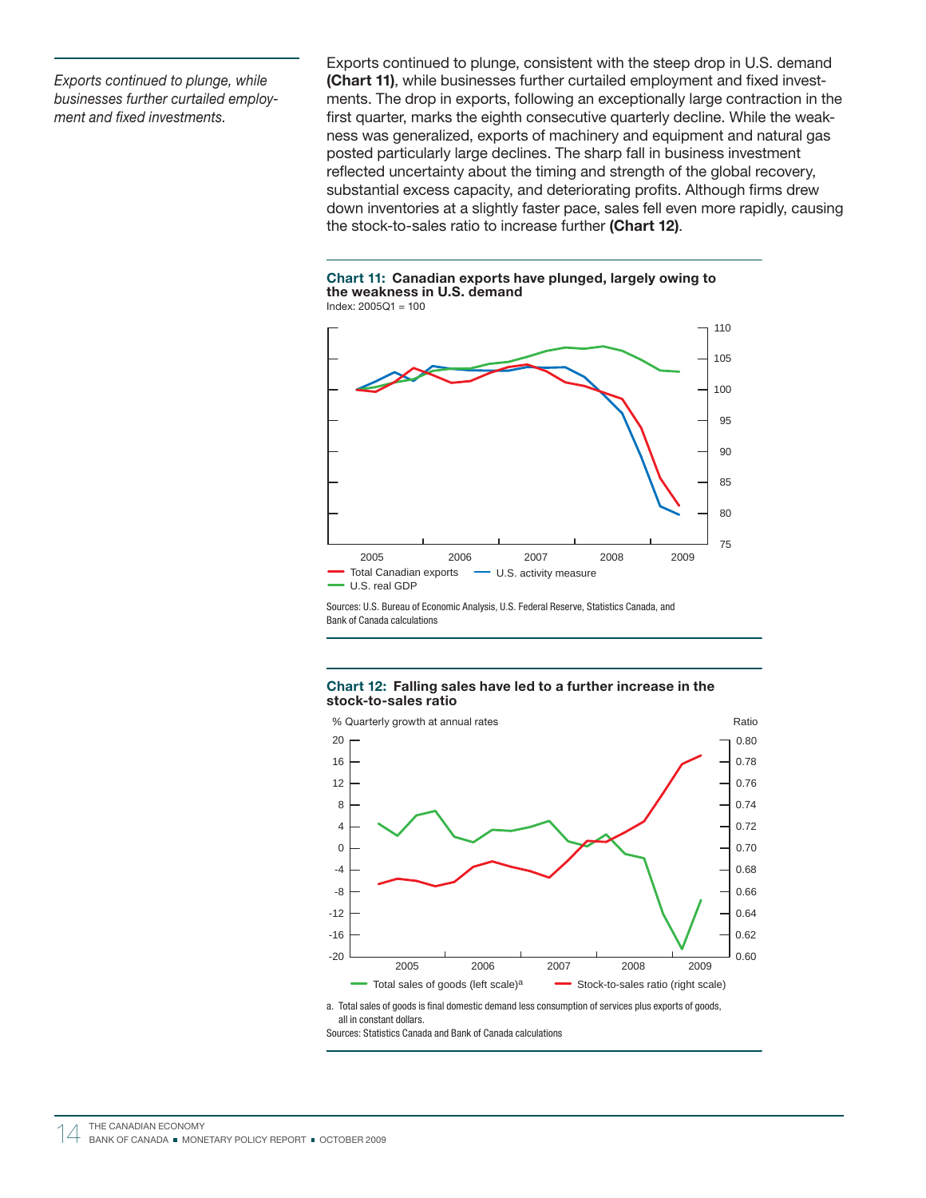*Exports continued to plunge, while businesses further curtailed employment and fixed investments.*

Exports continued to plunge, consistent with the steep drop in U.S. demand **(Chart 11)**, while businesses further curtailed employment and fixed investments. The drop in exports, following an exceptionally large contraction in the first quarter, marks the eighth consecutive quarterly decline. While the weakness was generalized, exports of machinery and equipment and natural gas posted particularly large declines. The sharp fall in business investment reflected uncertainty about the timing and strength of the global recovery, substantial excess capacity, and deteriorating profits. Although firms drew down inventories at a slightly faster pace, sales fell even more rapidly, causing the stock-to-sales ratio to increase further **(Chart 12)**.

**Chart 11: Canadian exports have plunged, largely owing to the weakness in U.S. demand**

Index: 2005Q1 = 100

Total Canadian exports — U.S. activity measure — U.S. real GDP

Sources: U.S. Bureau of Economic Analysis, U.S. Federal Reserve, Statistics Canada, and Bank of Canada calculations

**Chart 12: Falling sales have led to a further increase in the stock-to-sales ratio**

% Quarterly growth at annual rates — Ratio

Total sales of goods (left scale)[a] — Stock-to-sales ratio (right scale)

a. Total sales of goods is final domestic demand less consumption of services plus exports of goods, all in constant dollars.

Sources: Statistics Canada and Bank of Canada calculations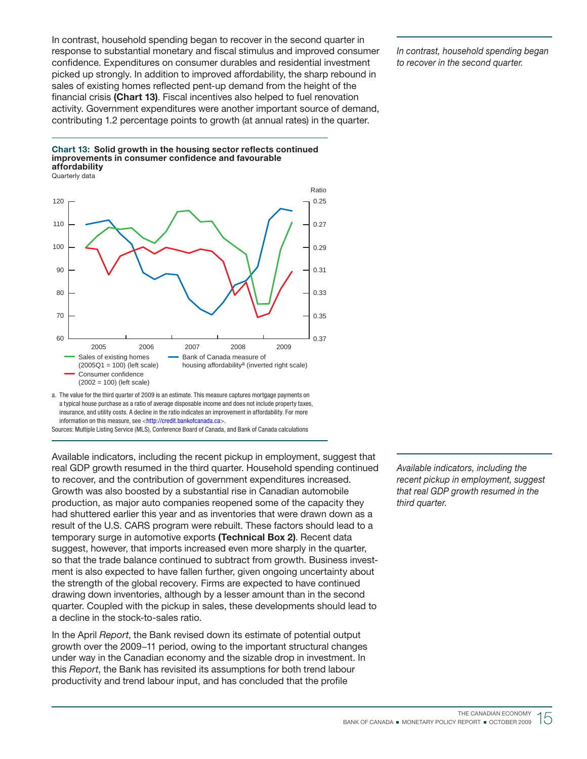In contrast, household spending began to recover in the second quarter in response to substantial monetary and fiscal stimulus and improved consumer confidence. Expenditures on consumer durables and residential investment picked up strongly. In addition to improved affordability, the sharp rebound in sales of existing homes reflected pent-up demand from the height of the financial crisis **(Chart 13)**. Fiscal incentives also helped to fuel renovation activity. Government expenditures were another important source of demand, contributing 1.2 percentage points to growth (at annual rates) in the quarter.

*In contrast, household spending began to recover in the second quarter.*

**Chart 13: Solid growth in the housing sector reflects continued improvements in consumer confidence and favourable affordability**

Quarterly data

- Sales of existing homes (2005Q1 = 100) (left scale)
- Consumer confidence (2002 = 100) (left scale)
- Bank of Canada measure of housing affordability[a] (inverted right scale)

a. The value for the third quarter of 2009 is an estimate. This measure captures mortgage payments on a typical house purchase as a ratio of average disposable income and does not include property taxes, insurance, and utility costs. A decline in the ratio indicates an improvement in affordability. For more information on this measure, see <http://credit.bankofcanada.ca>.

Sources: Multiple Listing Service (MLS), Conference Board of Canada, and Bank of Canada calculations

Available indicators, including the recent pickup in employment, suggest that real GDP growth resumed in the third quarter. Household spending continued to recover, and the contribution of government expenditures increased. Growth was also boosted by a substantial rise in Canadian automobile production, as major auto companies reopened some of the capacity they had shuttered earlier this year and as inventories that were drawn down as a result of the U.S. CARS program were rebuilt. These factors should lead to a temporary surge in automotive exports **(Technical Box 2)**. Recent data suggest, however, that imports increased even more sharply in the quarter, so that the trade balance continued to subtract from growth. Business investment is also expected to have fallen further, given ongoing uncertainty about the strength of the global recovery. Firms are expected to have continued drawing down inventories, although by a lesser amount than in the second quarter. Coupled with the pickup in sales, these developments should lead to a decline in the stock-to-sales ratio.

*Available indicators, including the recent pickup in employment, suggest that real GDP growth resumed in the third quarter.*

In the April *Report*, the Bank revised down its estimate of potential output growth over the 2009–11 period, owing to the important structural changes under way in the Canadian economy and the sizable drop in investment. In this *Report*, the Bank has revisited its assumptions for both trend labour productivity and trend labour input, and has concluded that the profile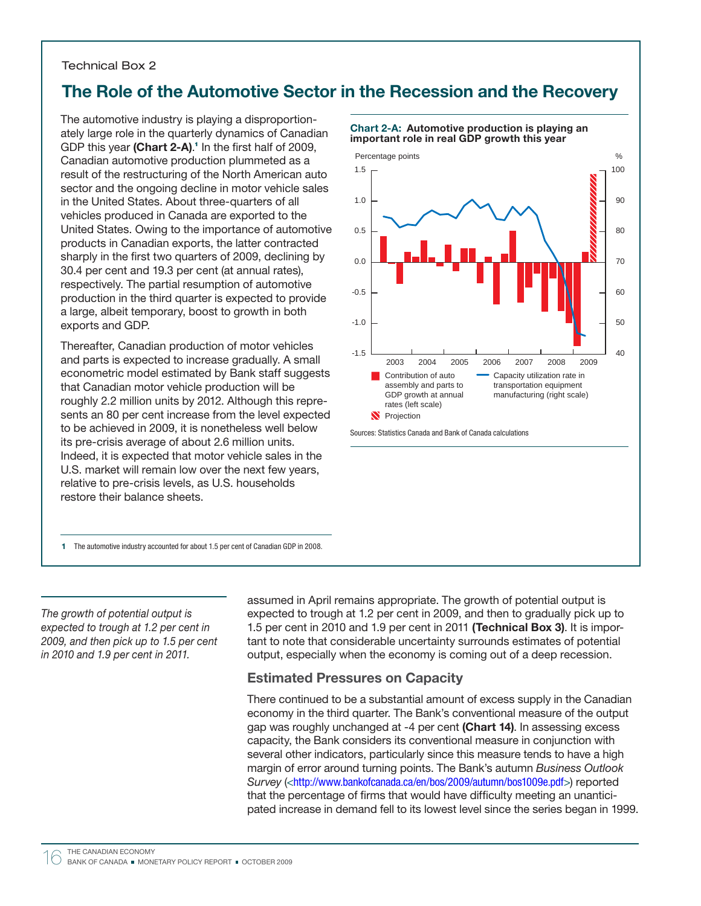Technical Box 2

## The Role of the Automotive Sector in the Recession and the Recovery

The automotive industry is playing a disproportionately large role in the quarterly dynamics of Canadian GDP this year **(Chart 2-A)**.[1] In the first half of 2009, Canadian automotive production plummeted as a result of the restructuring of the North American auto sector and the ongoing decline in motor vehicle sales in the United States. About three-quarters of all vehicles produced in Canada are exported to the United States. Owing to the importance of automotive products in Canadian exports, the latter contracted sharply in the first two quarters of 2009, declining by 30.4 per cent and 19.3 per cent (at annual rates), respectively. The partial resumption of automotive production in the third quarter is expected to provide a large, albeit temporary, boost to growth in both exports and GDP.

Thereafter, Canadian production of motor vehicles and parts is expected to increase gradually. A small econometric model estimated by Bank staff suggests that Canadian motor vehicle production will be roughly 2.2 million units by 2012. Although this represents an 80 per cent increase from the level expected to be achieved in 2009, it is nonetheless well below its pre-crisis average of about 2.6 million units. Indeed, it is expected that motor vehicle sales in the U.S. market will remain low over the next few years, relative to pre-crisis levels, as U.S. households restore their balance sheets.

**Chart 2-A: Automotive production is playing an important role in real GDP growth this year**

Percentage points (left scale); % (right scale)

- Contribution of auto assembly and parts to GDP growth at annual rates (left scale)
- Capacity utilization rate in transportation equipment manufacturing (right scale)
- Projection

Sources: Statistics Canada and Bank of Canada calculations

1 The automotive industry accounted for about 1.5 per cent of Canadian GDP in 2008.

*The growth of potential output is expected to trough at 1.2 per cent in 2009, and then pick up to 1.5 per cent in 2010 and 1.9 per cent in 2011.*

assumed in April remains appropriate. The growth of potential output is expected to trough at 1.2 per cent in 2009, and then to gradually pick up to 1.5 per cent in 2010 and 1.9 per cent in 2011 **(Technical Box 3)**. It is important to note that considerable uncertainty surrounds estimates of potential output, especially when the economy is coming out of a deep recession.

### Estimated Pressures on Capacity

There continued to be a substantial amount of excess supply in the Canadian economy in the third quarter. The Bank's conventional measure of the output gap was roughly unchanged at -4 per cent **(Chart 14)**. In assessing excess capacity, the Bank considers its conventional measure in conjunction with several other indicators, particularly since this measure tends to have a high margin of error around turning points. The Bank's autumn *Business Outlook Survey* (<http://www.bankofcanada.ca/en/bos/2009/autumn/bos1009e.pdf>) reported that the percentage of firms that would have difficulty meeting an unanticipated increase in demand fell to its lowest level since the series began in 1999.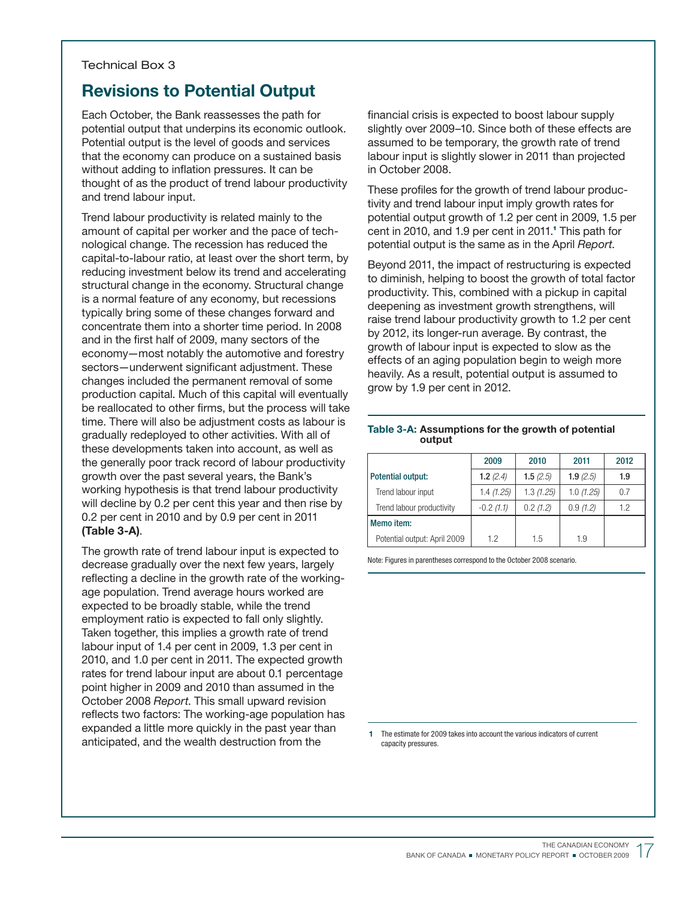Technical Box 3

## Revisions to Potential Output

Each October, the Bank reassesses the path for potential output that underpins its economic outlook. Potential output is the level of goods and services that the economy can produce on a sustained basis without adding to inflation pressures. It can be thought of as the product of trend labour productivity and trend labour input.

Trend labour productivity is related mainly to the amount of capital per worker and the pace of technological change. The recession has reduced the capital-to-labour ratio, at least over the short term, by reducing investment below its trend and accelerating structural change in the economy. Structural change is a normal feature of any economy, but recessions typically bring some of these changes forward and concentrate them into a shorter time period. In 2008 and in the first half of 2009, many sectors of the economy—most notably the automotive and forestry sectors—underwent significant adjustment. These changes included the permanent removal of some production capital. Much of this capital will eventually be reallocated to other firms, but the process will take time. There will also be adjustment costs as labour is gradually redeployed to other activities. With all of these developments taken into account, as well as the generally poor track record of labour productivity growth over the past several years, the Bank's working hypothesis is that trend labour productivity will decline by 0.2 per cent this year and then rise by 0.2 per cent in 2010 and by 0.9 per cent in 2011 **(Table 3-A)**.

The growth rate of trend labour input is expected to decrease gradually over the next few years, largely reflecting a decline in the growth rate of the working-age population. Trend average hours worked are expected to be broadly stable, while the trend employment ratio is expected to fall only slightly. Taken together, this implies a growth rate of trend labour input of 1.4 per cent in 2009, 1.3 per cent in 2010, and 1.0 per cent in 2011. The expected growth rates for trend labour input are about 0.1 percentage point higher in 2009 and 2010 than assumed in the October 2008 *Report*. This small upward revision reflects two factors: The working-age population has expanded a little more quickly in the past year than anticipated, and the wealth destruction from the financial crisis is expected to boost labour supply slightly over 2009–10. Since both of these effects are assumed to be temporary, the growth rate of trend labour input is slightly slower in 2011 than projected in October 2008.

These profiles for the growth of trend labour productivity and trend labour input imply growth rates for potential output growth of 1.2 per cent in 2009, 1.5 per cent in 2010, and 1.9 per cent in 2011.[1] This path for potential output is the same as in the April *Report*.

Beyond 2011, the impact of restructuring is expected to diminish, helping to boost the growth of total factor productivity. This, combined with a pickup in capital deepening as investment growth strengthens, will raise trend labour productivity growth to 1.2 per cent by 2012, its longer-run average. By contrast, the growth of labour input is expected to slow as the effects of an aging population begin to weigh more heavily. As a result, potential output is assumed to grow by 1.9 per cent in 2012.

**Table 3-A: Assumptions for the growth of potential output**

| | 2009 | 2010 | 2011 | 2012 |
|---|---|---|---|---|
| **Potential output:** | **1.2** *(2.4)* | **1.5** *(2.5)* | **1.9** *(2.5)* | **1.9** |
| Trend labour input | 1.4 *(1.25)* | 1.3 *(1.25)* | 1.0 *(1.25)* | 0.7 |
| Trend labour productivity | -0.2 *(1.1)* | 0.2 *(1.2)* | 0.9 *(1.2)* | 1.2 |
| **Memo item:** | | | | |
| Potential output: April 2009 | 1.2 | 1.5 | 1.9 | |

Note: Figures in parentheses correspond to the October 2008 scenario.

1 The estimate for 2009 takes into account the various indicators of current capacity pressures.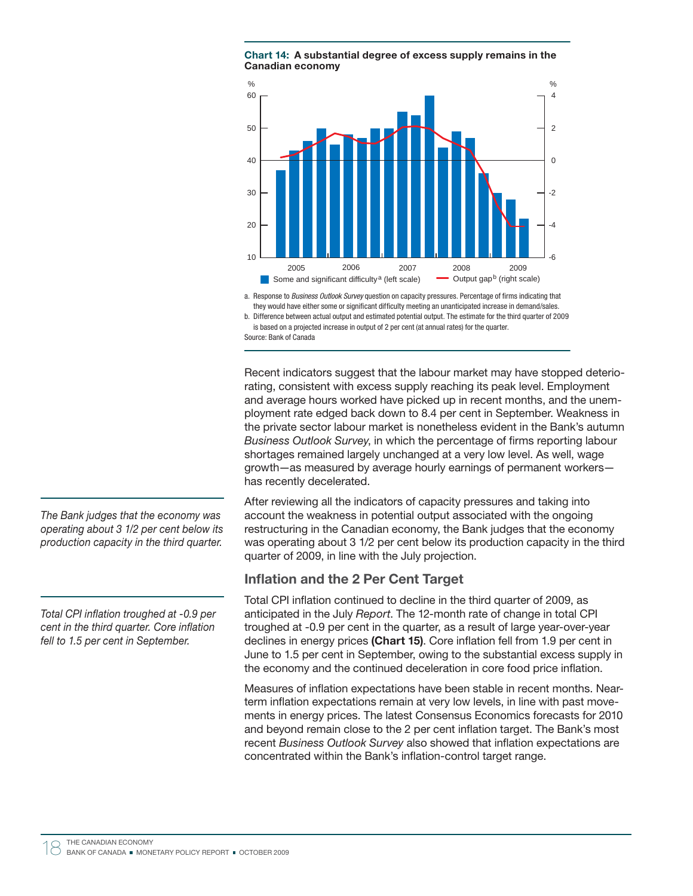**Chart 14: A substantial degree of excess supply remains in the Canadian economy**

a. Response to *Business Outlook Survey* question on capacity pressures. Percentage of firms indicating that they would have either some or significant difficulty meeting an unanticipated increase in demand/sales.
b. Difference between actual output and estimated potential output. The estimate for the third quarter of 2009 is based on a projected increase in output of 2 per cent (at annual rates) for the quarter.
Source: Bank of Canada

Recent indicators suggest that the labour market may have stopped deteriorating, consistent with excess supply reaching its peak level. Employment and average hours worked have picked up in recent months, and the unemployment rate edged back down to 8.4 per cent in September. Weakness in the private sector labour market is nonetheless evident in the Bank's autumn *Business Outlook Survey*, in which the percentage of firms reporting labour shortages remained largely unchanged at a very low level. As well, wage growth—as measured by average hourly earnings of permanent workers—has recently decelerated.

*The Bank judges that the economy was operating about 3 1/2 per cent below its production capacity in the third quarter.*

After reviewing all the indicators of capacity pressures and taking into account the weakness in potential output associated with the ongoing restructuring in the Canadian economy, the Bank judges that the economy was operating about 3 1/2 per cent below its production capacity in the third quarter of 2009, in line with the July projection.

## Inflation and the 2 Per Cent Target

*Total CPI inflation troughed at -0.9 per cent in the third quarter. Core inflation fell to 1.5 per cent in September.*

Total CPI inflation continued to decline in the third quarter of 2009, as anticipated in the July *Report*. The 12-month rate of change in total CPI troughed at -0.9 per cent in the quarter, as a result of large year-over-year declines in energy prices **(Chart 15)**. Core inflation fell from 1.9 per cent in June to 1.5 per cent in September, owing to the substantial excess supply in the economy and the continued deceleration in core food price inflation.

Measures of inflation expectations have been stable in recent months. Near-term inflation expectations remain at very low levels, in line with past movements in energy prices. The latest Consensus Economics forecasts for 2010 and beyond remain close to the 2 per cent inflation target. The Bank's most recent *Business Outlook Survey* also showed that inflation expectations are concentrated within the Bank's inflation-control target range.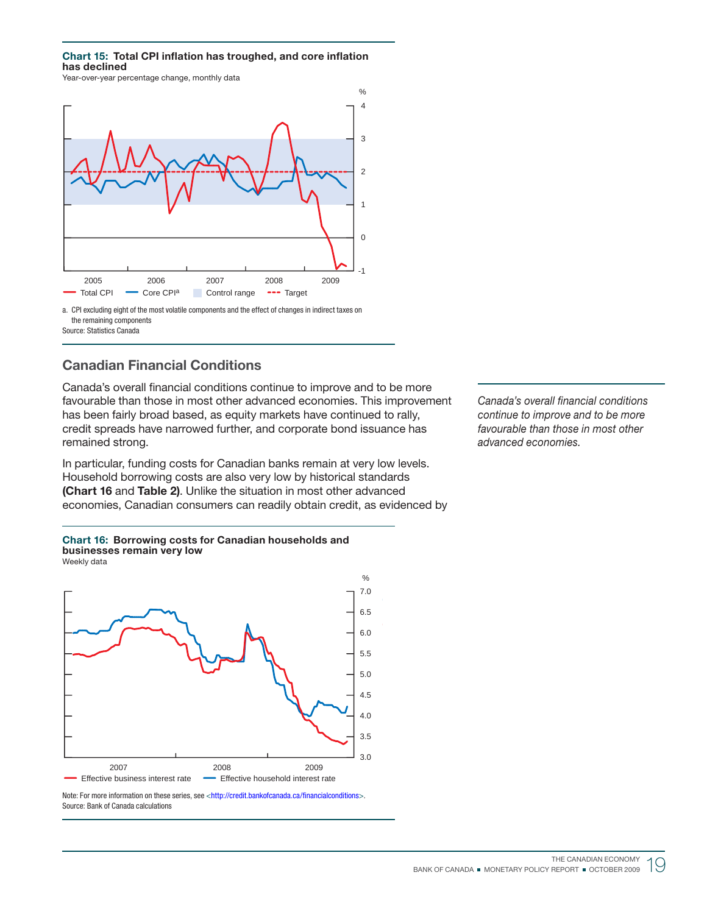**Chart 15: Total CPI inflation has troughed, and core inflation has declined**

Year-over-year percentage change, monthly data

- Total CPI
- Core CPI[a]
- Control range
- Target

a. CPI excluding eight of the most volatile components and the effect of changes in indirect taxes on the remaining components

Source: Statistics Canada

## Canadian Financial Conditions

*Canada's overall financial conditions continue to improve and to be more favourable than those in most other advanced economies.*

Canada's overall financial conditions continue to improve and to be more favourable than those in most other advanced economies. This improvement has been fairly broad based, as equity markets have continued to rally, credit spreads have narrowed further, and corporate bond issuance has remained strong.

In particular, funding costs for Canadian banks remain at very low levels. Household borrowing costs are also very low by historical standards **(Chart 16** and **Table 2)**. Unlike the situation in most other advanced economies, Canadian consumers can readily obtain credit, as evidenced by

**Chart 16: Borrowing costs for Canadian households and businesses remain very low**

Weekly data

- Effective business interest rate
- Effective household interest rate

Note: For more information on these series, see <http://credit.bankofcanada.ca/financialconditions>.

Source: Bank of Canada calculations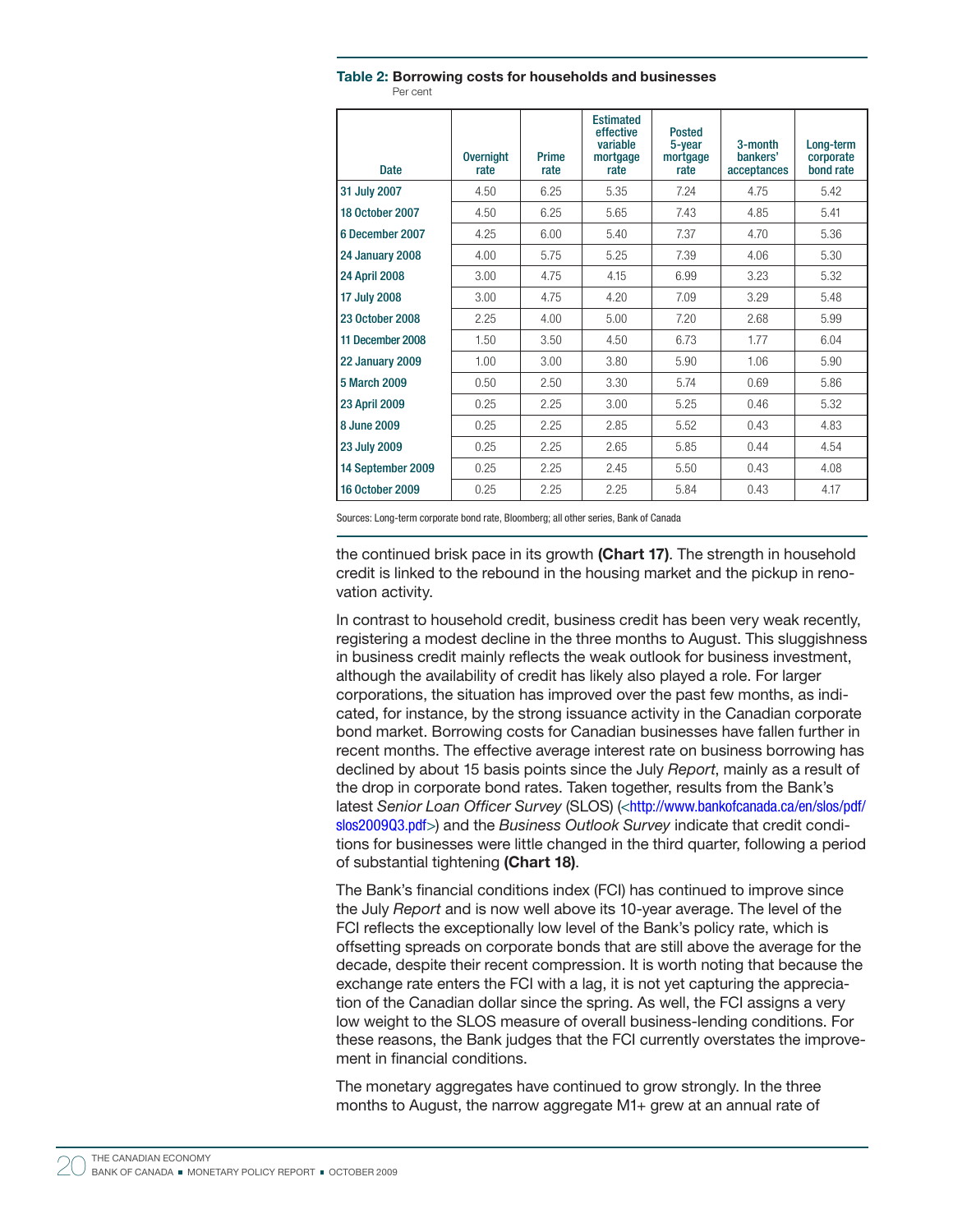**Table 2: Borrowing costs for households and businesses**
Per cent

| Date | Overnight rate | Prime rate | Estimated effective variable mortgage rate | Posted 5-year mortgage rate | 3-month bankers' acceptances | Long-term corporate bond rate |
|---|---|---|---|---|---|---|
| 31 July 2007 | 4.50 | 6.25 | 5.35 | 7.24 | 4.75 | 5.42 |
| 18 October 2007 | 4.50 | 6.25 | 5.65 | 7.43 | 4.85 | 5.41 |
| 6 December 2007 | 4.25 | 6.00 | 5.40 | 7.37 | 4.70 | 5.36 |
| 24 January 2008 | 4.00 | 5.75 | 5.25 | 7.39 | 4.06 | 5.30 |
| 24 April 2008 | 3.00 | 4.75 | 4.15 | 6.99 | 3.23 | 5.32 |
| 17 July 2008 | 3.00 | 4.75 | 4.20 | 7.09 | 3.29 | 5.48 |
| 23 October 2008 | 2.25 | 4.00 | 5.00 | 7.20 | 2.68 | 5.99 |
| 11 December 2008 | 1.50 | 3.50 | 4.50 | 6.73 | 1.77 | 6.04 |
| 22 January 2009 | 1.00 | 3.00 | 3.80 | 5.90 | 1.06 | 5.90 |
| 5 March 2009 | 0.50 | 2.50 | 3.30 | 5.74 | 0.69 | 5.86 |
| 23 April 2009 | 0.25 | 2.25 | 3.00 | 5.25 | 0.46 | 5.32 |
| 8 June 2009 | 0.25 | 2.25 | 2.85 | 5.52 | 0.43 | 4.83 |
| 23 July 2009 | 0.25 | 2.25 | 2.65 | 5.85 | 0.44 | 4.54 |
| 14 September 2009 | 0.25 | 2.25 | 2.45 | 5.50 | 0.43 | 4.08 |
| 16 October 2009 | 0.25 | 2.25 | 2.25 | 5.84 | 0.43 | 4.17 |

Sources: Long-term corporate bond rate, Bloomberg; all other series, Bank of Canada

the continued brisk pace in its growth **(Chart 17)**. The strength in household credit is linked to the rebound in the housing market and the pickup in renovation activity.

In contrast to household credit, business credit has been very weak recently, registering a modest decline in the three months to August. This sluggishness in business credit mainly reflects the weak outlook for business investment, although the availability of credit has likely also played a role. For larger corporations, the situation has improved over the past few months, as indicated, for instance, by the strong issuance activity in the Canadian corporate bond market. Borrowing costs for Canadian businesses have fallen further in recent months. The effective average interest rate on business borrowing has declined by about 15 basis points since the July *Report*, mainly as a result of the drop in corporate bond rates. Taken together, results from the Bank's latest *Senior Loan Officer Survey* (SLOS) (<http://www.bankofcanada.ca/en/slos/pdf/slos2009Q3.pdf>) and the *Business Outlook Survey* indicate that credit conditions for businesses were little changed in the third quarter, following a period of substantial tightening **(Chart 18)**.

The Bank's financial conditions index (FCI) has continued to improve since the July *Report* and is now well above its 10-year average. The level of the FCI reflects the exceptionally low level of the Bank's policy rate, which is offsetting spreads on corporate bonds that are still above the average for the decade, despite their recent compression. It is worth noting that because the exchange rate enters the FCI with a lag, it is not yet capturing the appreciation of the Canadian dollar since the spring. As well, the FCI assigns a very low weight to the SLOS measure of overall business-lending conditions. For these reasons, the Bank judges that the FCI currently overstates the improvement in financial conditions.

The monetary aggregates have continued to grow strongly. In the three months to August, the narrow aggregate M1+ grew at an annual rate of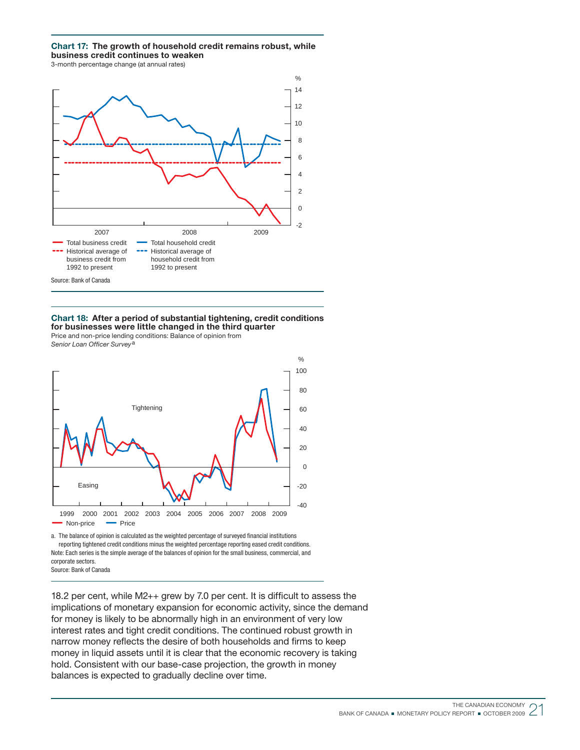**Chart 17: The growth of household credit remains robust, while business credit continues to weaken**

3-month percentage change (at annual rates)

- Total business credit
- Historical average of business credit from 1992 to present
- Total household credit
- Historical average of household credit from 1992 to present

Source: Bank of Canada

**Chart 18: After a period of substantial tightening, credit conditions for businesses were little changed in the third quarter**

Price and non-price lending conditions: Balance of opinion from *Senior Loan Officer Survey*[a]

- Non-price
- Price

a. The balance of opinion is calculated as the weighted percentage of surveyed financial institutions reporting tightened credit conditions minus the weighted percentage reporting eased credit conditions.

Note: Each series is the simple average of the balances of opinion for the small business, commercial, and corporate sectors.

Source: Bank of Canada

18.2 per cent, while M2++ grew by 7.0 per cent. It is difficult to assess the implications of monetary expansion for economic activity, since the demand for money is likely to be abnormally high in an environment of very low interest rates and tight credit conditions. The continued robust growth in narrow money reflects the desire of both households and firms to keep money in liquid assets until it is clear that the economic recovery is taking hold. Consistent with our base-case projection, the growth in money balances is expected to gradually decline over time.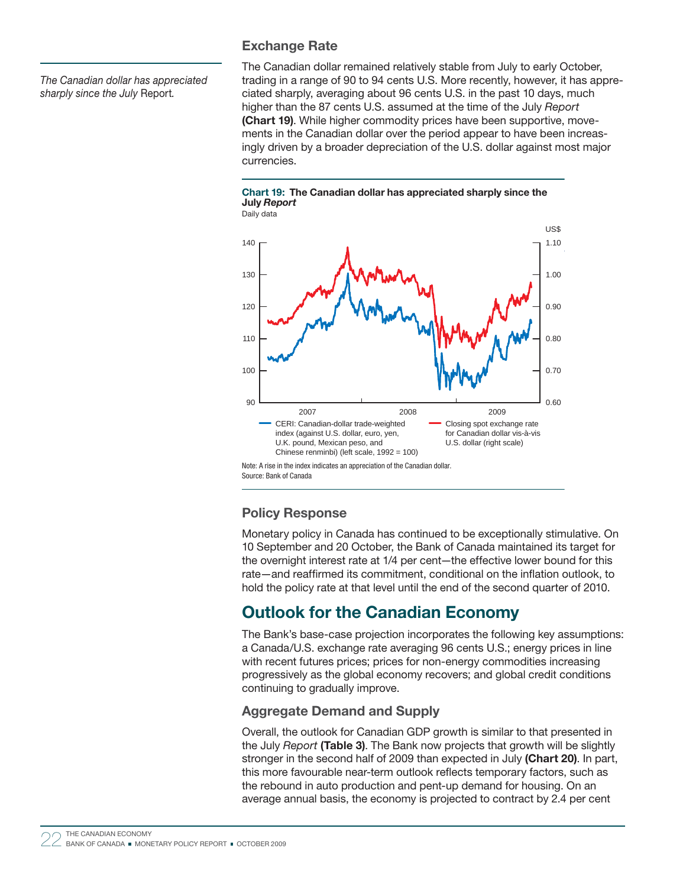## Exchange Rate

*The Canadian dollar has appreciated sharply since the July* Report*.*

The Canadian dollar remained relatively stable from July to early October, trading in a range of 90 to 94 cents U.S. More recently, however, it has appreciated sharply, averaging about 96 cents U.S. in the past 10 days, much higher than the 87 cents U.S. assumed at the time of the July *Report* **(Chart 19)**. While higher commodity prices have been supportive, movements in the Canadian dollar over the period appear to have been increasingly driven by a broader depreciation of the U.S. dollar against most major currencies.

**Chart 19: The Canadian dollar has appreciated sharply since the July *Report***

Daily data

- CERI: Canadian-dollar trade-weighted index (against U.S. dollar, euro, yen, U.K. pound, Mexican peso, and Chinese renminbi) (left scale, 1992 = 100)
- Closing spot exchange rate for Canadian dollar vis-à-vis U.S. dollar (right scale)

Note: A rise in the index indicates an appreciation of the Canadian dollar.
Source: Bank of Canada

## Policy Response

Monetary policy in Canada has continued to be exceptionally stimulative. On 10 September and 20 October, the Bank of Canada maintained its target for the overnight interest rate at 1/4 per cent—the effective lower bound for this rate—and reaffirmed its commitment, conditional on the inflation outlook, to hold the policy rate at that level until the end of the second quarter of 2010.

# Outlook for the Canadian Economy

The Bank's base-case projection incorporates the following key assumptions: a Canada/U.S. exchange rate averaging 96 cents U.S.; energy prices in line with recent futures prices; prices for non-energy commodities increasing progressively as the global economy recovers; and global credit conditions continuing to gradually improve.

### Aggregate Demand and Supply

Overall, the outlook for Canadian GDP growth is similar to that presented in the July *Report* **(Table 3)**. The Bank now projects that growth will be slightly stronger in the second half of 2009 than expected in July **(Chart 20)**. In part, this more favourable near-term outlook reflects temporary factors, such as the rebound in auto production and pent-up demand for housing. On an average annual basis, the economy is projected to contract by 2.4 per cent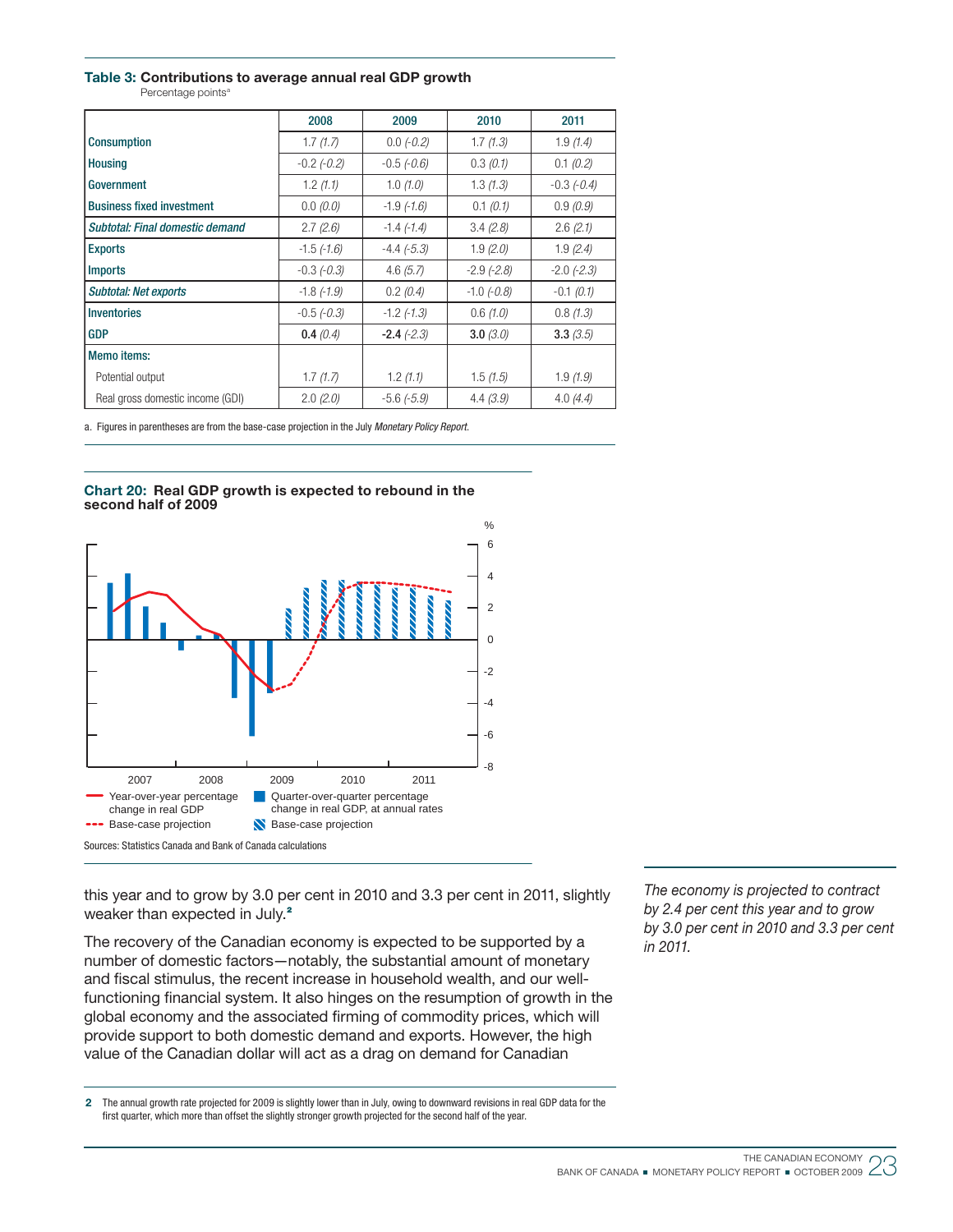**Table 3: Contributions to average annual real GDP growth**

Percentage points[a]

| | 2008 | 2009 | 2010 | 2011 |
|---|---|---|---|---|
| Consumption | 1.7 *(1.7)* | 0.0 *(-0.2)* | 1.7 *(1.3)* | 1.9 *(1.4)* |
| Housing | -0.2 *(-0.2)* | -0.5 *(-0.6)* | 0.3 *(0.1)* | 0.1 *(0.2)* |
| Government | 1.2 *(1.1)* | 1.0 *(1.0)* | 1.3 *(1.3)* | -0.3 *(-0.4)* |
| Business fixed investment | 0.0 *(0.0)* | -1.9 *(-1.6)* | 0.1 *(0.1)* | 0.9 *(0.9)* |
| *Subtotal: Final domestic demand* | 2.7 *(2.6)* | -1.4 *(-1.4)* | 3.4 *(2.8)* | 2.6 *(2.1)* |
| Exports | -1.5 *(-1.6)* | -4.4 *(-5.3)* | 1.9 *(2.0)* | 1.9 *(2.4)* |
| Imports | -0.3 *(-0.3)* | 4.6 *(5.7)* | -2.9 *(-2.8)* | -2.0 *(-2.3)* |
| *Subtotal: Net exports* | -1.8 *(-1.9)* | 0.2 *(0.4)* | -1.0 *(-0.8)* | -0.1 *(0.1)* |
| Inventories | -0.5 *(-0.3)* | -1.2 *(-1.3)* | 0.6 *(1.0)* | 0.8 *(1.3)* |
| GDP | **0.4** *(0.4)* | **-2.4** *(-2.3)* | **3.0** *(3.0)* | **3.3** *(3.5)* |
| Memo items: | | | | |
| Potential output | 1.7 *(1.7)* | 1.2 *(1.1)* | 1.5 *(1.5)* | 1.9 *(1.9)* |
| Real gross domestic income (GDI) | 2.0 *(2.0)* | -5.6 *(-5.9)* | 4.4 *(3.9)* | 4.0 *(4.4)* |

a. Figures in parentheses are from the base-case projection in the July *Monetary Policy Report.*

**Chart 20: Real GDP growth is expected to rebound in the second half of 2009**

Sources: Statistics Canada and Bank of Canada calculations

this year and to grow by 3.0 per cent in 2010 and 3.3 per cent in 2011, slightly weaker than expected in July.[2]

*The economy is projected to contract by 2.4 per cent this year and to grow by 3.0 per cent in 2010 and 3.3 per cent in 2011.*

The recovery of the Canadian economy is expected to be supported by a number of domestic factors—notably, the substantial amount of monetary and fiscal stimulus, the recent increase in household wealth, and our well-functioning financial system. It also hinges on the resumption of growth in the global economy and the associated firming of commodity prices, which will provide support to both domestic demand and exports. However, the high value of the Canadian dollar will act as a drag on demand for Canadian

2 The annual growth rate projected for 2009 is slightly lower than in July, owing to downward revisions in real GDP data for the first quarter, which more than offset the slightly stronger growth projected for the second half of the year.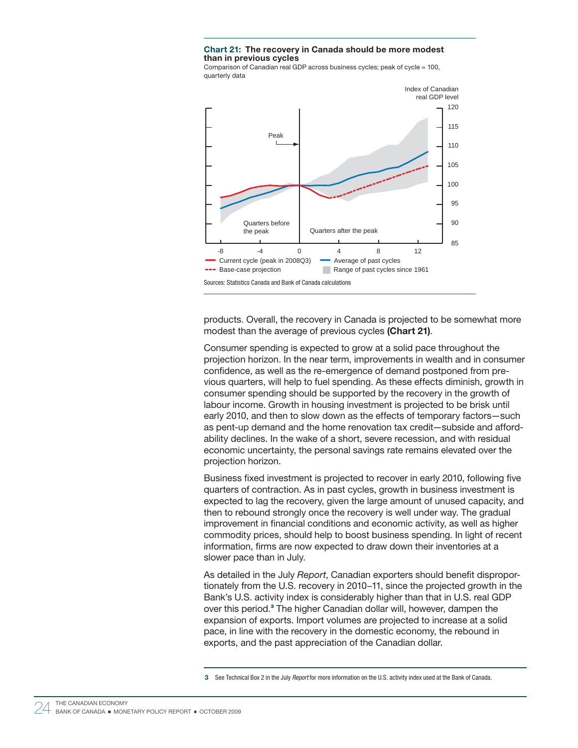**Chart 21: The recovery in Canada should be more modest than in previous cycles**

Comparison of Canadian real GDP across business cycles; peak of cycle = 100, quarterly data

Sources: Statistics Canada and Bank of Canada calculations

products. Overall, the recovery in Canada is projected to be somewhat more modest than the average of previous cycles **(Chart 21)**.

Consumer spending is expected to grow at a solid pace throughout the projection horizon. In the near term, improvements in wealth and in consumer confidence, as well as the re-emergence of demand postponed from previous quarters, will help to fuel spending. As these effects diminish, growth in consumer spending should be supported by the recovery in the growth of labour income. Growth in housing investment is projected to be brisk until early 2010, and then to slow down as the effects of temporary factors—such as pent-up demand and the home renovation tax credit—subside and affordability declines. In the wake of a short, severe recession, and with residual economic uncertainty, the personal savings rate remains elevated over the projection horizon.

Business fixed investment is projected to recover in early 2010, following five quarters of contraction. As in past cycles, growth in business investment is expected to lag the recovery, given the large amount of unused capacity, and then to rebound strongly once the recovery is well under way. The gradual improvement in financial conditions and economic activity, as well as higher commodity prices, should help to boost business spending. In light of recent information, firms are now expected to draw down their inventories at a slower pace than in July.

As detailed in the July *Report*, Canadian exporters should benefit disproportionately from the U.S. recovery in 2010–11, since the projected growth in the Bank's U.S. activity index is considerably higher than that in U.S. real GDP over this period.[3] The higher Canadian dollar will, however, dampen the expansion of exports. Import volumes are projected to increase at a solid pace, in line with the recovery in the domestic economy, the rebound in exports, and the past appreciation of the Canadian dollar.

---

3 See Technical Box 2 in the July *Report* for more information on the U.S. activity index used at the Bank of Canada.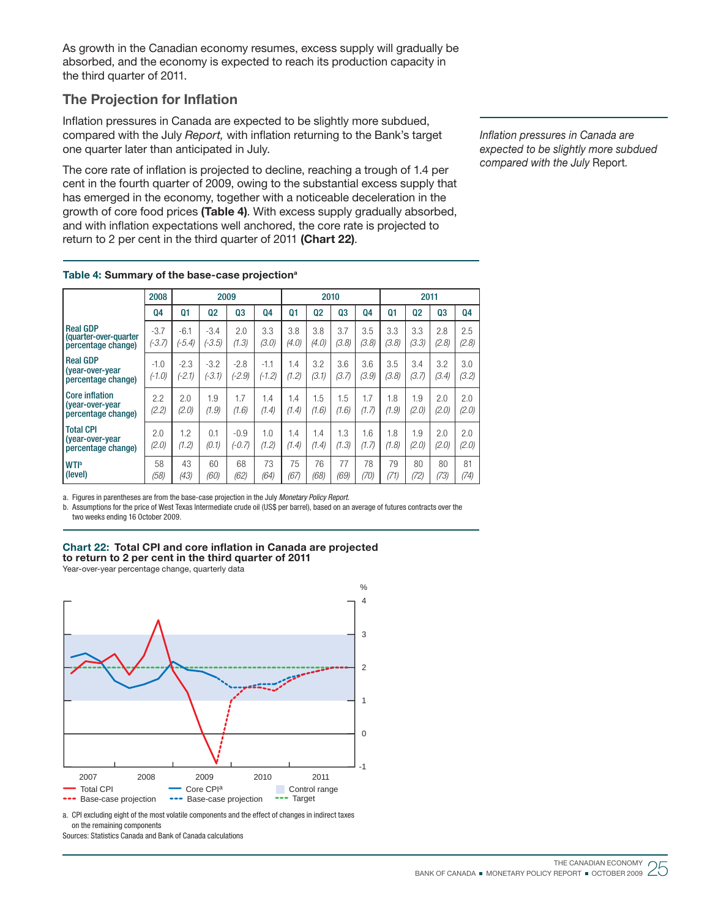As growth in the Canadian economy resumes, excess supply will gradually be absorbed, and the economy is expected to reach its production capacity in the third quarter of 2011.

## The Projection for Inflation

*Inflation pressures in Canada are expected to be slightly more subdued compared with the July* Report.

Inflation pressures in Canada are expected to be slightly more subdued, compared with the July *Report,* with inflation returning to the Bank's target one quarter later than anticipated in July.

The core rate of inflation is projected to decline, reaching a trough of 1.4 per cent in the fourth quarter of 2009, owing to the substantial excess supply that has emerged in the economy, together with a noticeable deceleration in the growth of core food prices **(Table 4)**. With excess supply gradually absorbed, and with inflation expectations well anchored, the core rate is projected to return to 2 per cent in the third quarter of 2011 **(Chart 22)**.

**Table 4: Summary of the base-case projection**[a]

| | 2008 | 2009 | | | | 2010 | | | | 2011 | | | |
|---|---|---|---|---|---|---|---|---|---|---|---|---|---|
| | Q4 | Q1 | Q2 | Q3 | Q4 | Q1 | Q2 | Q3 | Q4 | Q1 | Q2 | Q3 | Q4 |
| Real GDP (quarter-over-quarter percentage change) | -3.7 (-3.7) | -6.1 (-5.4) | -3.4 (-3.5) | 2.0 (1.3) | 3.3 (3.0) | 3.8 (4.0) | 3.8 (4.0) | 3.7 (3.8) | 3.5 (3.8) | 3.3 (3.8) | 3.3 (3.3) | 2.8 (2.8) | 2.5 (2.8) |
| Real GDP (year-over-year percentage change) | -1.0 (-1.0) | -2.3 (-2.1) | -3.2 (-3.1) | -2.8 (-2.9) | -1.1 (-1.2) | 1.4 (1.2) | 3.2 (3.1) | 3.6 (3.7) | 3.6 (3.9) | 3.5 (3.8) | 3.4 (3.7) | 3.2 (3.4) | 3.0 (3.2) |
| Core inflation (year-over-year percentage change) | 2.2 (2.2) | 2.0 (2.0) | 1.9 (1.9) | 1.7 (1.6) | 1.4 (1.4) | 1.4 (1.4) | 1.5 (1.6) | 1.5 (1.6) | 1.7 (1.7) | 1.8 (1.9) | 1.9 (2.0) | 2.0 (2.0) | 2.0 (2.0) |
| Total CPI (year-over-year percentage change) | 2.0 (2.0) | 1.2 (1.2) | 0.1 (0.1) | -0.9 (-0.7) | 1.0 (1.2) | 1.4 (1.4) | 1.4 (1.4) | 1.3 (1.3) | 1.6 (1.7) | 1.8 (1.8) | 1.9 (2.0) | 2.0 (2.0) | 2.0 (2.0) |
| WTI[b] (level) | 58 (58) | 43 (43) | 60 (60) | 68 (62) | 73 (64) | 75 (67) | 76 (68) | 77 (69) | 78 (70) | 79 (71) | 80 (72) | 80 (73) | 81 (74) |

a. Figures in parentheses are from the base-case projection in the July *Monetary Policy Report*.

b. Assumptions for the price of West Texas Intermediate crude oil (US$ per barrel), based on an average of futures contracts over the two weeks ending 16 October 2009.

**Chart 22: Total CPI and core inflation in Canada are projected to return to 2 per cent in the third quarter of 2011**

Year-over-year percentage change, quarterly data

a. CPI excluding eight of the most volatile components and the effect of changes in indirect taxes on the remaining components

Sources: Statistics Canada and Bank of Canada calculations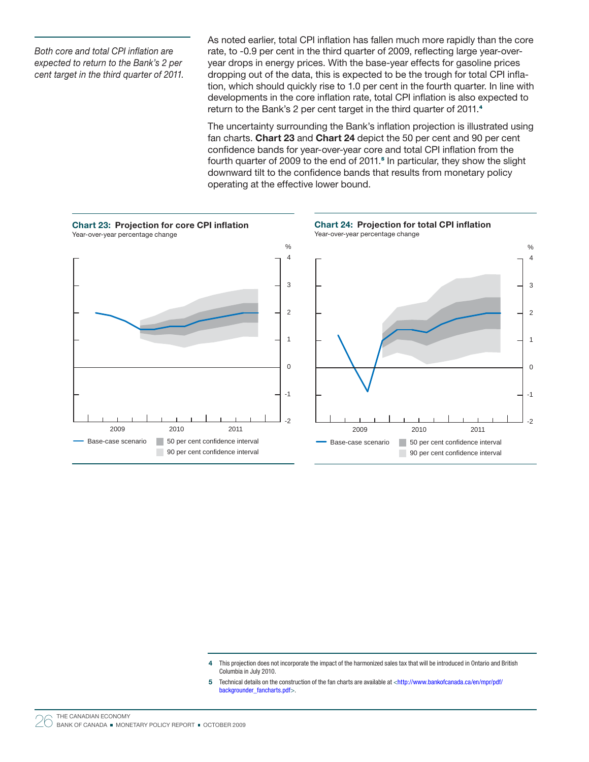*Both core and total CPI inflation are expected to return to the Bank's 2 per cent target in the third quarter of 2011.*

As noted earlier, total CPI inflation has fallen much more rapidly than the core rate, to -0.9 per cent in the third quarter of 2009, reflecting large year-over-year drops in energy prices. With the base-year effects for gasoline prices dropping out of the data, this is expected to be the trough for total CPI inflation, which should quickly rise to 1.0 per cent in the fourth quarter. In line with developments in the core inflation rate, total CPI inflation is also expected to return to the Bank's 2 per cent target in the third quarter of 2011.[4]

The uncertainty surrounding the Bank's inflation projection is illustrated using fan charts. **Chart 23** and **Chart 24** depict the 50 per cent and 90 per cent confidence bands for year-over-year core and total CPI inflation from the fourth quarter of 2009 to the end of 2011.[5] In particular, they show the slight downward tilt to the confidence bands that results from monetary policy operating at the effective lower bound.

**Chart 23: Projection for core CPI inflation**
Year-over-year percentage change

**Chart 24: Projection for total CPI inflation**
Year-over-year percentage change

4 This projection does not incorporate the impact of the harmonized sales tax that will be introduced in Ontario and British Columbia in July 2010.

5 Technical details on the construction of the fan charts are available at <http://www.bankofcanada.ca/en/mpr/pdf/backgrounder_fancharts.pdf>.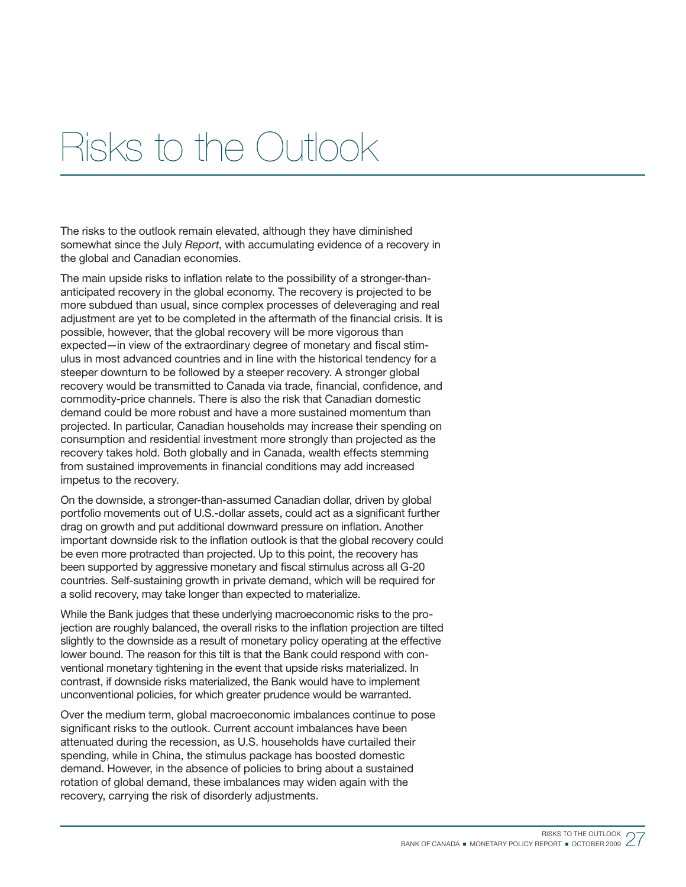# Risks to the Outlook

The risks to the outlook remain elevated, although they have diminished somewhat since the July *Report*, with accumulating evidence of a recovery in the global and Canadian economies.

The main upside risks to inflation relate to the possibility of a stronger-than-anticipated recovery in the global economy. The recovery is projected to be more subdued than usual, since complex processes of deleveraging and real adjustment are yet to be completed in the aftermath of the financial crisis. It is possible, however, that the global recovery will be more vigorous than expected—in view of the extraordinary degree of monetary and fiscal stimulus in most advanced countries and in line with the historical tendency for a steeper downturn to be followed by a steeper recovery. A stronger global recovery would be transmitted to Canada via trade, financial, confidence, and commodity-price channels. There is also the risk that Canadian domestic demand could be more robust and have a more sustained momentum than projected. In particular, Canadian households may increase their spending on consumption and residential investment more strongly than projected as the recovery takes hold. Both globally and in Canada, wealth effects stemming from sustained improvements in financial conditions may add increased impetus to the recovery.

On the downside, a stronger-than-assumed Canadian dollar, driven by global portfolio movements out of U.S.-dollar assets, could act as a significant further drag on growth and put additional downward pressure on inflation. Another important downside risk to the inflation outlook is that the global recovery could be even more protracted than projected. Up to this point, the recovery has been supported by aggressive monetary and fiscal stimulus across all G-20 countries. Self-sustaining growth in private demand, which will be required for a solid recovery, may take longer than expected to materialize.

While the Bank judges that these underlying macroeconomic risks to the projection are roughly balanced, the overall risks to the inflation projection are tilted slightly to the downside as a result of monetary policy operating at the effective lower bound. The reason for this tilt is that the Bank could respond with conventional monetary tightening in the event that upside risks materialized. In contrast, if downside risks materialized, the Bank would have to implement unconventional policies, for which greater prudence would be warranted.

Over the medium term, global macroeconomic imbalances continue to pose significant risks to the outlook. Current account imbalances have been attenuated during the recession, as U.S. households have curtailed their spending, while in China, the stimulus package has boosted domestic demand. However, in the absence of policies to bring about a sustained rotation of global demand, these imbalances may widen again with the recovery, carrying the risk of disorderly adjustments.